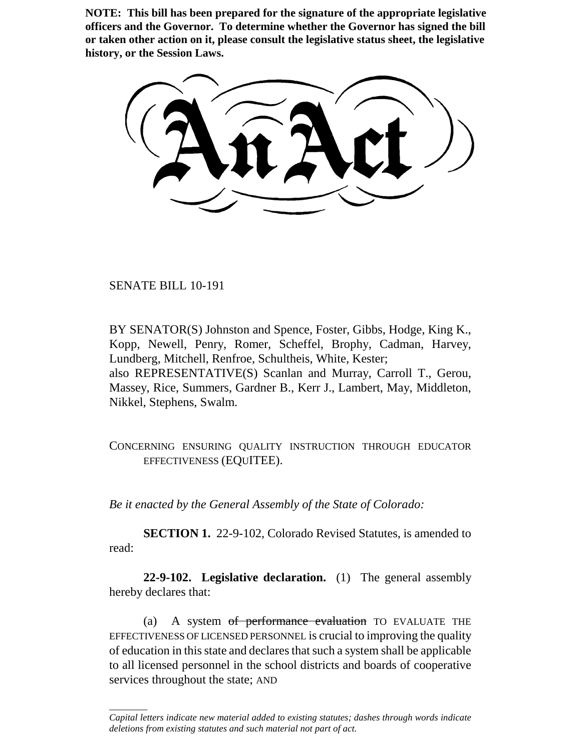**NOTE: This bill has been prepared for the signature of the appropriate legislative officers and the Governor. To determine whether the Governor has signed the bill or taken other action on it, please consult the legislative status sheet, the legislative history, or the Session Laws.**

# An Act

SENATE BILL 10-191

BY SENATOR(S) Johnston and Spence, Foster, Gibbs, Hodge, King K., Kopp, Newell, Penry, Romer, Scheffel, Brophy, Cadman, Harvey, Lundberg, Mitchell, Renfroe, Schultheis, White, Kester;
also REPRESENTATIVE(S) Scanlan and Murray, Carroll T., Gerou, Massey, Rice, Summers, Gardner B., Kerr J., Lambert, May, Middleton, Nikkel, Stephens, Swalm.

CONCERNING ENSURING QUALITY INSTRUCTION THROUGH EDUCATOR EFFECTIVENESS (EQUITEE).

*Be it enacted by the General Assembly of the State of Colorado:*

**SECTION 1.** 22-9-102, Colorado Revised Statutes, is amended to read:

**22-9-102. Legislative declaration.** (1) The general assembly hereby declares that:

(a) A system ~~of performance evaluation~~ TO EVALUATE THE EFFECTIVENESS OF LICENSED PERSONNEL is crucial to improving the quality of education in this state and declares that such a system shall be applicable to all licensed personnel in the school districts and boards of cooperative services throughout the state; AND

---

*Capital letters indicate new material added to existing statutes; dashes through words indicate deletions from existing statutes and such material not part of act.*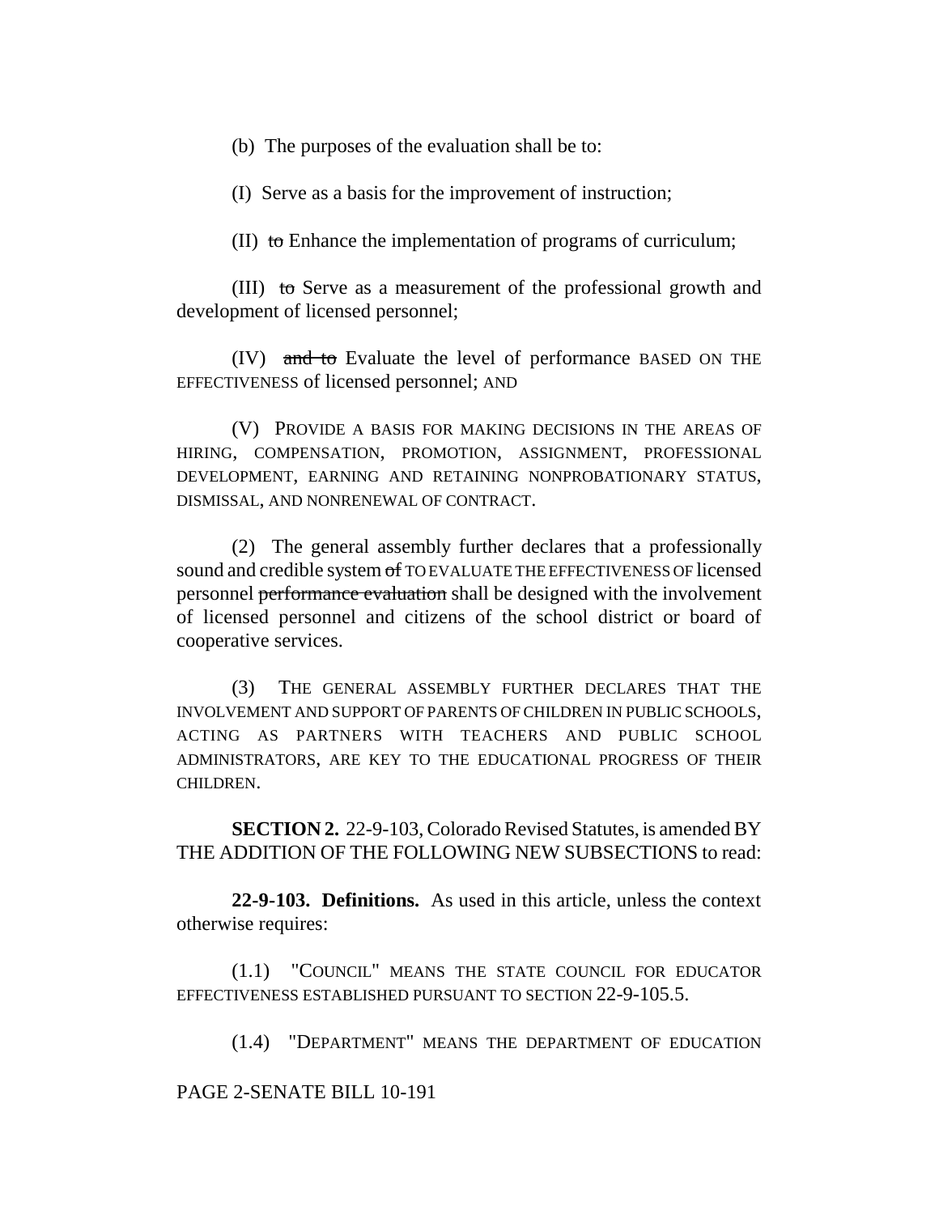(b) The purposes of the evaluation shall be to:

(I) Serve as a basis for the improvement of instruction;

(II) ~~to~~ Enhance the implementation of programs of curriculum;

(III) ~~to~~ Serve as a measurement of the professional growth and development of licensed personnel;

(IV) ~~and to~~ Evaluate the level of performance BASED ON THE EFFECTIVENESS of licensed personnel; AND

(V) PROVIDE A BASIS FOR MAKING DECISIONS IN THE AREAS OF HIRING, COMPENSATION, PROMOTION, ASSIGNMENT, PROFESSIONAL DEVELOPMENT, EARNING AND RETAINING NONPROBATIONARY STATUS, DISMISSAL, AND NONRENEWAL OF CONTRACT.

(2) The general assembly further declares that a professionally sound and credible system ~~of~~ TO EVALUATE THE EFFECTIVENESS OF licensed personnel ~~performance evaluation~~ shall be designed with the involvement of licensed personnel and citizens of the school district or board of cooperative services.

(3) THE GENERAL ASSEMBLY FURTHER DECLARES THAT THE INVOLVEMENT AND SUPPORT OF PARENTS OF CHILDREN IN PUBLIC SCHOOLS, ACTING AS PARTNERS WITH TEACHERS AND PUBLIC SCHOOL ADMINISTRATORS, ARE KEY TO THE EDUCATIONAL PROGRESS OF THEIR CHILDREN.

**SECTION 2.** 22-9-103, Colorado Revised Statutes, is amended BY THE ADDITION OF THE FOLLOWING NEW SUBSECTIONS to read:

**22-9-103. Definitions.** As used in this article, unless the context otherwise requires:

(1.1) "COUNCIL" MEANS THE STATE COUNCIL FOR EDUCATOR EFFECTIVENESS ESTABLISHED PURSUANT TO SECTION 22-9-105.5.

(1.4) "DEPARTMENT" MEANS THE DEPARTMENT OF EDUCATION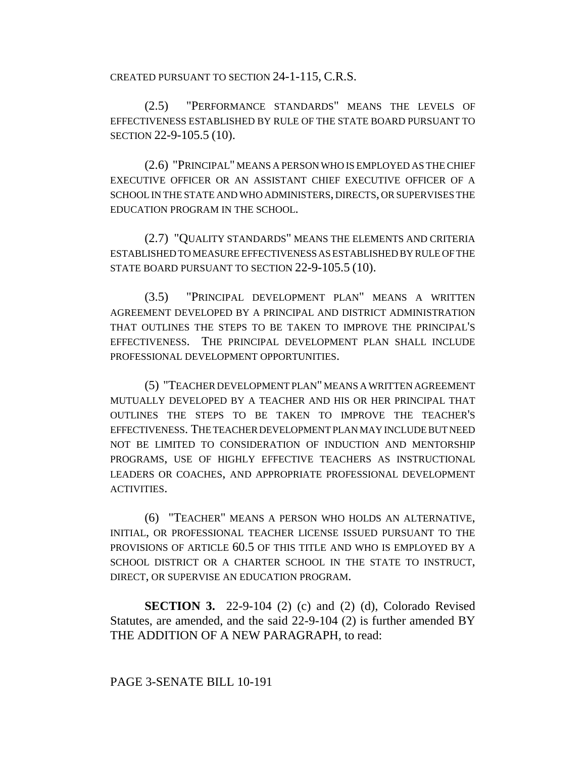CREATED PURSUANT TO SECTION 24-1-115, C.R.S.

(2.5) "PERFORMANCE STANDARDS" MEANS THE LEVELS OF EFFECTIVENESS ESTABLISHED BY RULE OF THE STATE BOARD PURSUANT TO SECTION 22-9-105.5 (10).

(2.6) "PRINCIPAL" MEANS A PERSON WHO IS EMPLOYED AS THE CHIEF EXECUTIVE OFFICER OR AN ASSISTANT CHIEF EXECUTIVE OFFICER OF A SCHOOL IN THE STATE AND WHO ADMINISTERS, DIRECTS, OR SUPERVISES THE EDUCATION PROGRAM IN THE SCHOOL.

(2.7) "QUALITY STANDARDS" MEANS THE ELEMENTS AND CRITERIA ESTABLISHED TO MEASURE EFFECTIVENESS AS ESTABLISHED BY RULE OF THE STATE BOARD PURSUANT TO SECTION 22-9-105.5 (10).

(3.5) "PRINCIPAL DEVELOPMENT PLAN" MEANS A WRITTEN AGREEMENT DEVELOPED BY A PRINCIPAL AND DISTRICT ADMINISTRATION THAT OUTLINES THE STEPS TO BE TAKEN TO IMPROVE THE PRINCIPAL'S EFFECTIVENESS. THE PRINCIPAL DEVELOPMENT PLAN SHALL INCLUDE PROFESSIONAL DEVELOPMENT OPPORTUNITIES.

(5) "TEACHER DEVELOPMENT PLAN" MEANS A WRITTEN AGREEMENT MUTUALLY DEVELOPED BY A TEACHER AND HIS OR HER PRINCIPAL THAT OUTLINES THE STEPS TO BE TAKEN TO IMPROVE THE TEACHER'S EFFECTIVENESS. THE TEACHER DEVELOPMENT PLAN MAY INCLUDE BUT NEED NOT BE LIMITED TO CONSIDERATION OF INDUCTION AND MENTORSHIP PROGRAMS, USE OF HIGHLY EFFECTIVE TEACHERS AS INSTRUCTIONAL LEADERS OR COACHES, AND APPROPRIATE PROFESSIONAL DEVELOPMENT ACTIVITIES.

(6) "TEACHER" MEANS A PERSON WHO HOLDS AN ALTERNATIVE, INITIAL, OR PROFESSIONAL TEACHER LICENSE ISSUED PURSUANT TO THE PROVISIONS OF ARTICLE 60.5 OF THIS TITLE AND WHO IS EMPLOYED BY A SCHOOL DISTRICT OR A CHARTER SCHOOL IN THE STATE TO INSTRUCT, DIRECT, OR SUPERVISE AN EDUCATION PROGRAM.

**SECTION 3.** 22-9-104 (2) (c) and (2) (d), Colorado Revised Statutes, are amended, and the said 22-9-104 (2) is further amended BY THE ADDITION OF A NEW PARAGRAPH, to read: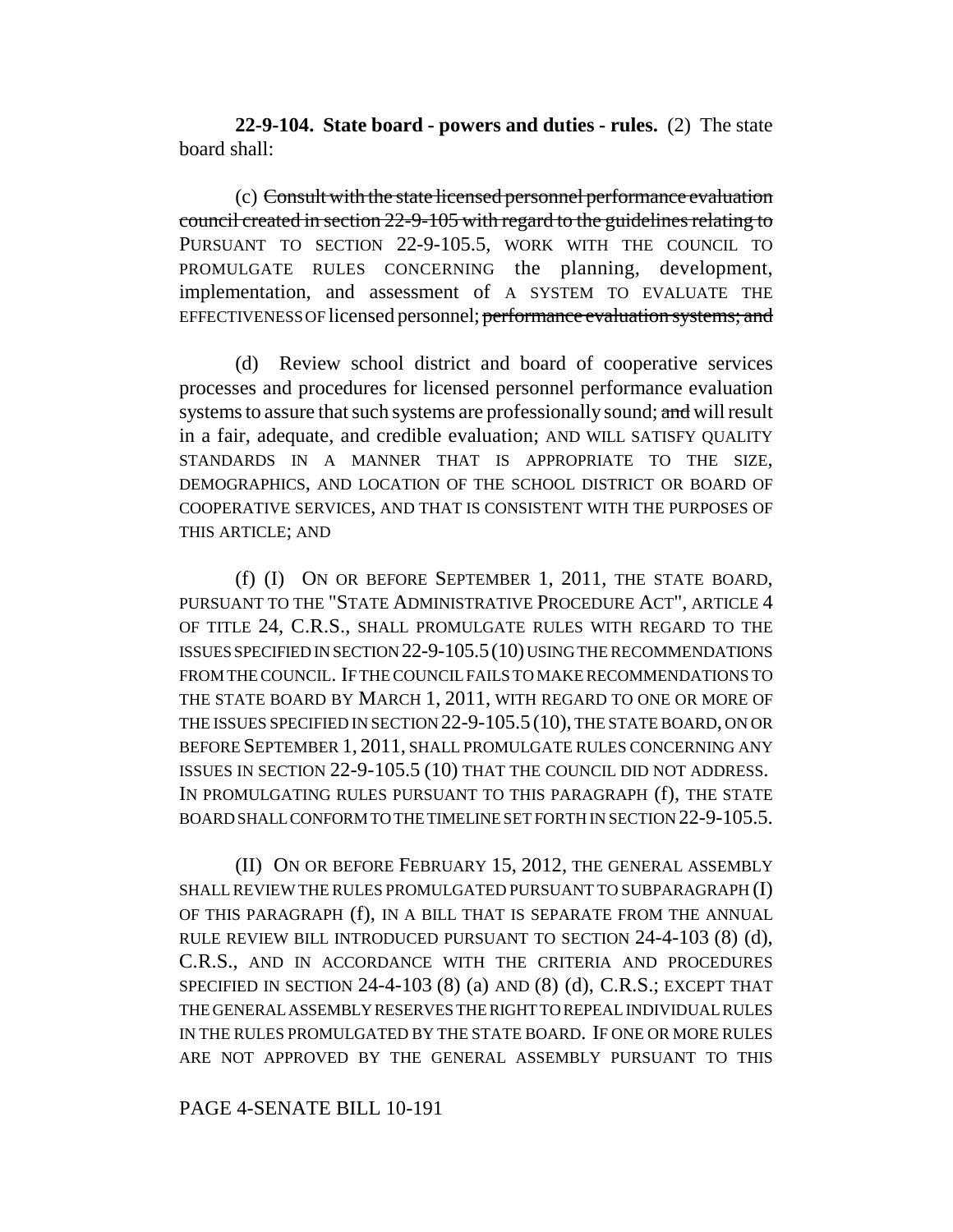**22-9-104. State board - powers and duties - rules.** (2) The state board shall:

(c) ~~Consult with the state licensed personnel performance evaluation council created in section 22-9-105 with regard to the guidelines relating to~~ PURSUANT TO SECTION 22-9-105.5, WORK WITH THE COUNCIL TO PROMULGATE RULES CONCERNING the planning, development, implementation, and assessment of A SYSTEM TO EVALUATE THE EFFECTIVENESS OF licensed personnel; ~~performance evaluation systems; and~~

(d) Review school district and board of cooperative services processes and procedures for licensed personnel performance evaluation systems to assure that such systems are professionally sound; ~~and~~ will result in a fair, adequate, and credible evaluation; AND WILL SATISFY QUALITY STANDARDS IN A MANNER THAT IS APPROPRIATE TO THE SIZE, DEMOGRAPHICS, AND LOCATION OF THE SCHOOL DISTRICT OR BOARD OF COOPERATIVE SERVICES, AND THAT IS CONSISTENT WITH THE PURPOSES OF THIS ARTICLE; AND

(f) (I) ON OR BEFORE SEPTEMBER 1, 2011, THE STATE BOARD, PURSUANT TO THE "STATE ADMINISTRATIVE PROCEDURE ACT", ARTICLE 4 OF TITLE 24, C.R.S., SHALL PROMULGATE RULES WITH REGARD TO THE ISSUES SPECIFIED IN SECTION 22-9-105.5 (10) USING THE RECOMMENDATIONS FROM THE COUNCIL. IF THE COUNCIL FAILS TO MAKE RECOMMENDATIONS TO THE STATE BOARD BY MARCH 1, 2011, WITH REGARD TO ONE OR MORE OF THE ISSUES SPECIFIED IN SECTION 22-9-105.5 (10), THE STATE BOARD, ON OR BEFORE SEPTEMBER 1, 2011, SHALL PROMULGATE RULES CONCERNING ANY ISSUES IN SECTION 22-9-105.5 (10) THAT THE COUNCIL DID NOT ADDRESS. IN PROMULGATING RULES PURSUANT TO THIS PARAGRAPH (f), THE STATE BOARD SHALL CONFORM TO THE TIMELINE SET FORTH IN SECTION 22-9-105.5.

(II) ON OR BEFORE FEBRUARY 15, 2012, THE GENERAL ASSEMBLY SHALL REVIEW THE RULES PROMULGATED PURSUANT TO SUBPARAGRAPH (I) OF THIS PARAGRAPH (f), IN A BILL THAT IS SEPARATE FROM THE ANNUAL RULE REVIEW BILL INTRODUCED PURSUANT TO SECTION 24-4-103 (8) (d), C.R.S., AND IN ACCORDANCE WITH THE CRITERIA AND PROCEDURES SPECIFIED IN SECTION 24-4-103 (8) (a) AND (8) (d), C.R.S.; EXCEPT THAT THE GENERAL ASSEMBLY RESERVES THE RIGHT TO REPEAL INDIVIDUAL RULES IN THE RULES PROMULGATED BY THE STATE BOARD. IF ONE OR MORE RULES ARE NOT APPROVED BY THE GENERAL ASSEMBLY PURSUANT TO THIS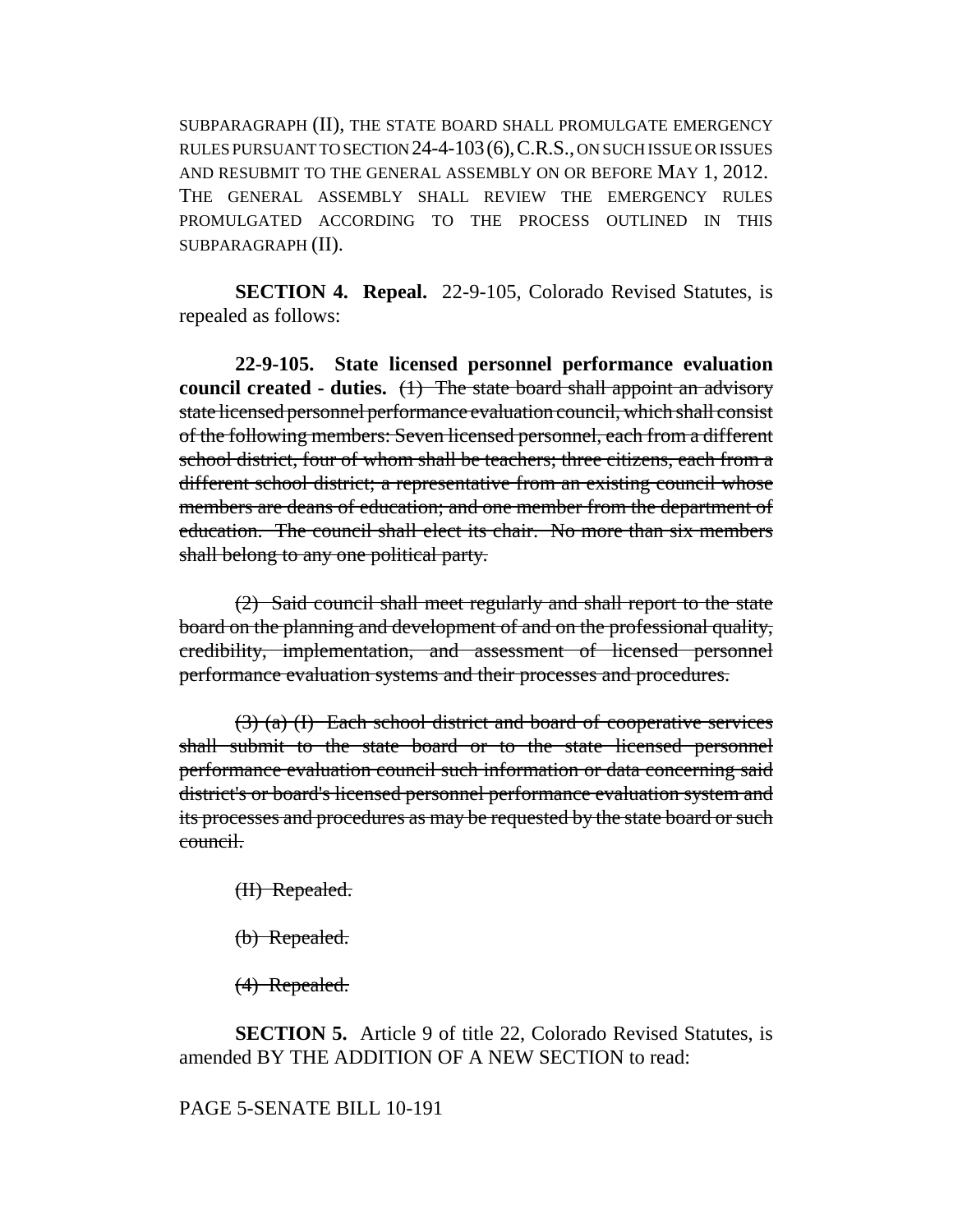SUBPARAGRAPH (II), THE STATE BOARD SHALL PROMULGATE EMERGENCY RULES PURSUANT TO SECTION 24-4-103 (6), C.R.S., ON SUCH ISSUE OR ISSUES AND RESUBMIT TO THE GENERAL ASSEMBLY ON OR BEFORE MAY 1, 2012. THE GENERAL ASSEMBLY SHALL REVIEW THE EMERGENCY RULES PROMULGATED ACCORDING TO THE PROCESS OUTLINED IN THIS SUBPARAGRAPH (II).

**SECTION 4. Repeal.** 22-9-105, Colorado Revised Statutes, is repealed as follows:

**22-9-105. State licensed personnel performance evaluation council created - duties.** ~~(1) The state board shall appoint an advisory state licensed personnel performance evaluation council, which shall consist of the following members: Seven licensed personnel, each from a different school district, four of whom shall be teachers; three citizens, each from a different school district; a representative from an existing council whose members are deans of education; and one member from the department of education. The council shall elect its chair. No more than six members shall belong to any one political party.~~

~~(2) Said council shall meet regularly and shall report to the state board on the planning and development of and on the professional quality, credibility, implementation, and assessment of licensed personnel performance evaluation systems and their processes and procedures.~~

~~(3) (a) (I) Each school district and board of cooperative services shall submit to the state board or to the state licensed personnel performance evaluation council such information or data concerning said district's or board's licensed personnel performance evaluation system and its processes and procedures as may be requested by the state board or such council.~~

~~(II) Repealed.~~

~~(b) Repealed.~~

~~(4) Repealed.~~

**SECTION 5.** Article 9 of title 22, Colorado Revised Statutes, is amended BY THE ADDITION OF A NEW SECTION to read:

PAGE 5-SENATE BILL 10-191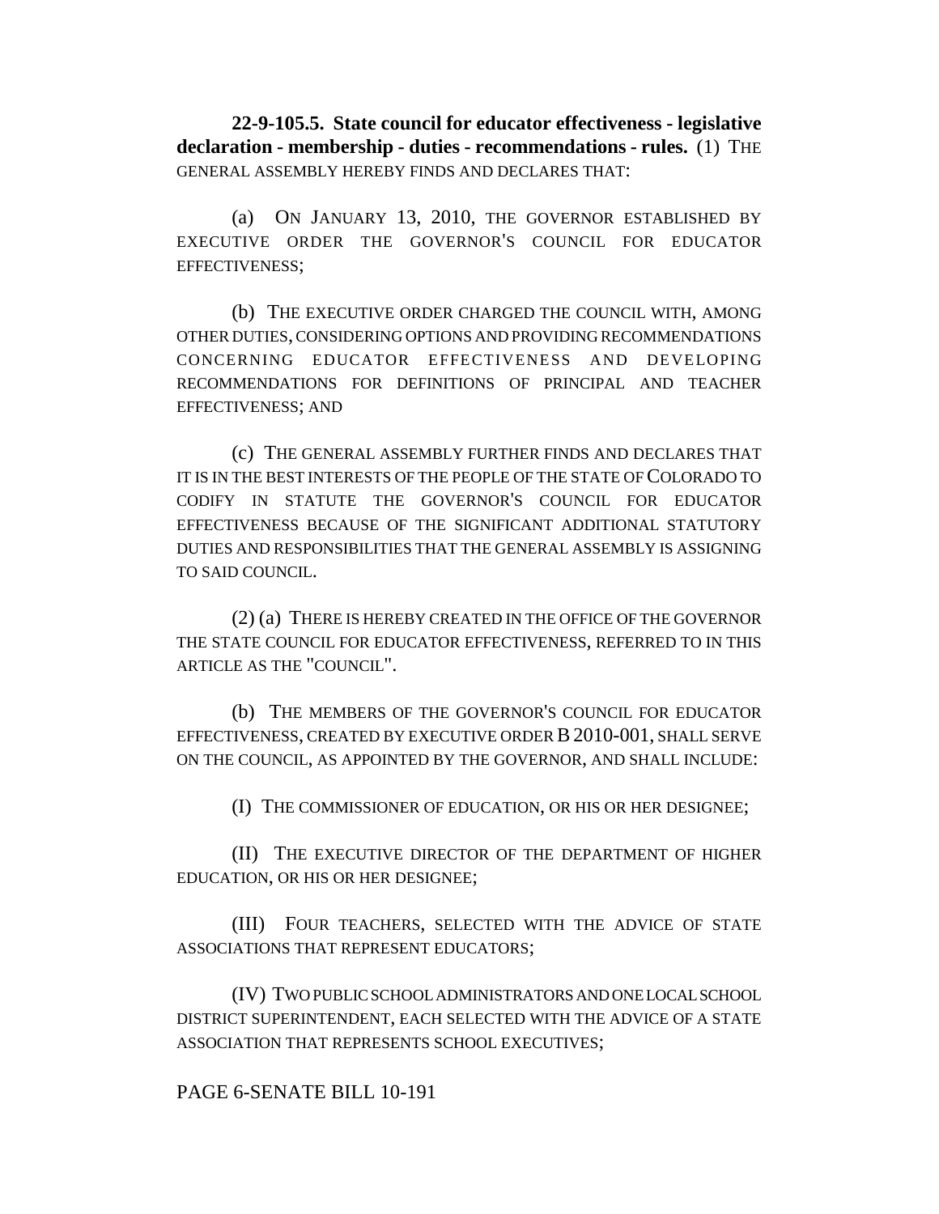**22-9-105.5. State council for educator effectiveness - legislative declaration - membership - duties - recommendations - rules.** (1) THE GENERAL ASSEMBLY HEREBY FINDS AND DECLARES THAT:

(a) ON JANUARY 13, 2010, THE GOVERNOR ESTABLISHED BY EXECUTIVE ORDER THE GOVERNOR'S COUNCIL FOR EDUCATOR EFFECTIVENESS;

(b) THE EXECUTIVE ORDER CHARGED THE COUNCIL WITH, AMONG OTHER DUTIES, CONSIDERING OPTIONS AND PROVIDING RECOMMENDATIONS CONCERNING EDUCATOR EFFECTIVENESS AND DEVELOPING RECOMMENDATIONS FOR DEFINITIONS OF PRINCIPAL AND TEACHER EFFECTIVENESS; AND

(c) THE GENERAL ASSEMBLY FURTHER FINDS AND DECLARES THAT IT IS IN THE BEST INTERESTS OF THE PEOPLE OF THE STATE OF COLORADO TO CODIFY IN STATUTE THE GOVERNOR'S COUNCIL FOR EDUCATOR EFFECTIVENESS BECAUSE OF THE SIGNIFICANT ADDITIONAL STATUTORY DUTIES AND RESPONSIBILITIES THAT THE GENERAL ASSEMBLY IS ASSIGNING TO SAID COUNCIL.

(2) (a) THERE IS HEREBY CREATED IN THE OFFICE OF THE GOVERNOR THE STATE COUNCIL FOR EDUCATOR EFFECTIVENESS, REFERRED TO IN THIS ARTICLE AS THE "COUNCIL".

(b) THE MEMBERS OF THE GOVERNOR'S COUNCIL FOR EDUCATOR EFFECTIVENESS, CREATED BY EXECUTIVE ORDER B 2010-001, SHALL SERVE ON THE COUNCIL, AS APPOINTED BY THE GOVERNOR, AND SHALL INCLUDE:

(I) THE COMMISSIONER OF EDUCATION, OR HIS OR HER DESIGNEE;

(II) THE EXECUTIVE DIRECTOR OF THE DEPARTMENT OF HIGHER EDUCATION, OR HIS OR HER DESIGNEE;

(III) FOUR TEACHERS, SELECTED WITH THE ADVICE OF STATE ASSOCIATIONS THAT REPRESENT EDUCATORS;

(IV) TWO PUBLIC SCHOOL ADMINISTRATORS AND ONE LOCAL SCHOOL DISTRICT SUPERINTENDENT, EACH SELECTED WITH THE ADVICE OF A STATE ASSOCIATION THAT REPRESENTS SCHOOL EXECUTIVES;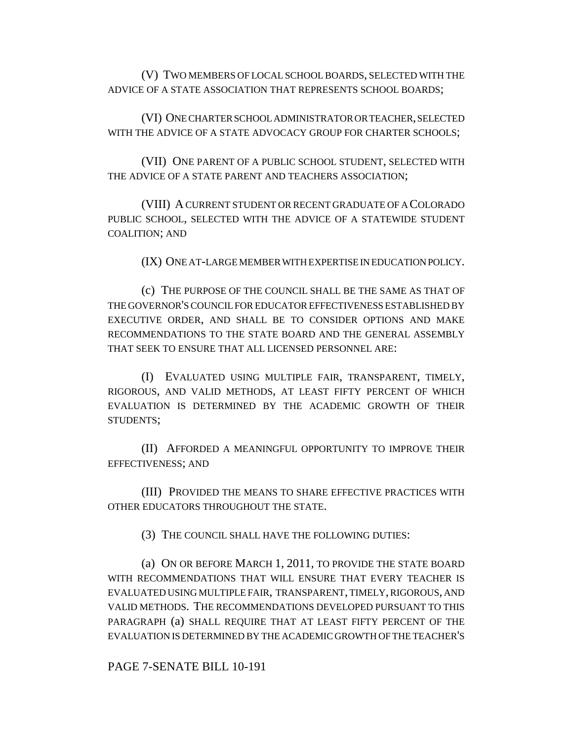(V) TWO MEMBERS OF LOCAL SCHOOL BOARDS, SELECTED WITH THE ADVICE OF A STATE ASSOCIATION THAT REPRESENTS SCHOOL BOARDS;

(VI) ONE CHARTER SCHOOL ADMINISTRATOR OR TEACHER, SELECTED WITH THE ADVICE OF A STATE ADVOCACY GROUP FOR CHARTER SCHOOLS;

(VII) ONE PARENT OF A PUBLIC SCHOOL STUDENT, SELECTED WITH THE ADVICE OF A STATE PARENT AND TEACHERS ASSOCIATION;

(VIII) A CURRENT STUDENT OR RECENT GRADUATE OF A COLORADO PUBLIC SCHOOL, SELECTED WITH THE ADVICE OF A STATEWIDE STUDENT COALITION; AND

(IX) ONE AT-LARGE MEMBER WITH EXPERTISE IN EDUCATION POLICY.

(c) THE PURPOSE OF THE COUNCIL SHALL BE THE SAME AS THAT OF THE GOVERNOR'S COUNCIL FOR EDUCATOR EFFECTIVENESS ESTABLISHED BY EXECUTIVE ORDER, AND SHALL BE TO CONSIDER OPTIONS AND MAKE RECOMMENDATIONS TO THE STATE BOARD AND THE GENERAL ASSEMBLY THAT SEEK TO ENSURE THAT ALL LICENSED PERSONNEL ARE:

(I) EVALUATED USING MULTIPLE FAIR, TRANSPARENT, TIMELY, RIGOROUS, AND VALID METHODS, AT LEAST FIFTY PERCENT OF WHICH EVALUATION IS DETERMINED BY THE ACADEMIC GROWTH OF THEIR STUDENTS;

(II) AFFORDED A MEANINGFUL OPPORTUNITY TO IMPROVE THEIR EFFECTIVENESS; AND

(III) PROVIDED THE MEANS TO SHARE EFFECTIVE PRACTICES WITH OTHER EDUCATORS THROUGHOUT THE STATE.

(3) THE COUNCIL SHALL HAVE THE FOLLOWING DUTIES:

(a) ON OR BEFORE MARCH 1, 2011, TO PROVIDE THE STATE BOARD WITH RECOMMENDATIONS THAT WILL ENSURE THAT EVERY TEACHER IS EVALUATED USING MULTIPLE FAIR, TRANSPARENT, TIMELY, RIGOROUS, AND VALID METHODS. THE RECOMMENDATIONS DEVELOPED PURSUANT TO THIS PARAGRAPH (a) SHALL REQUIRE THAT AT LEAST FIFTY PERCENT OF THE EVALUATION IS DETERMINED BY THE ACADEMIC GROWTH OF THE TEACHER'S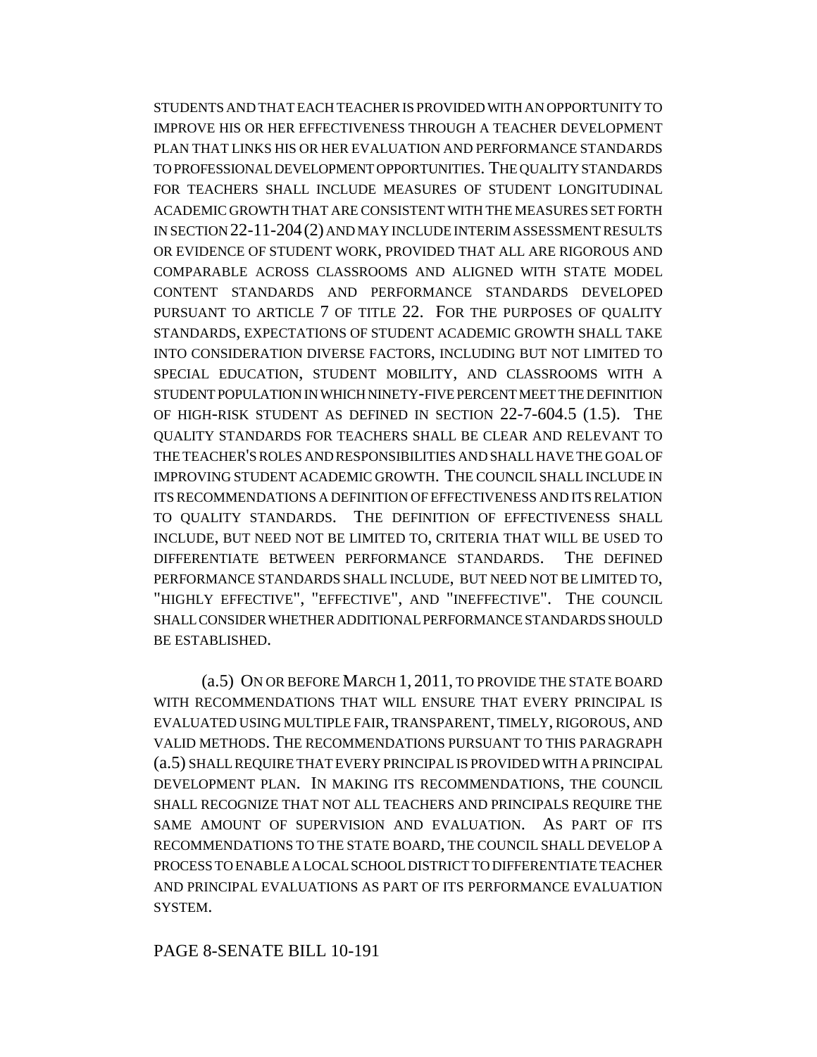STUDENTS AND THAT EACH TEACHER IS PROVIDED WITH AN OPPORTUNITY TO IMPROVE HIS OR HER EFFECTIVENESS THROUGH A TEACHER DEVELOPMENT PLAN THAT LINKS HIS OR HER EVALUATION AND PERFORMANCE STANDARDS TO PROFESSIONAL DEVELOPMENT OPPORTUNITIES. THE QUALITY STANDARDS FOR TEACHERS SHALL INCLUDE MEASURES OF STUDENT LONGITUDINAL ACADEMIC GROWTH THAT ARE CONSISTENT WITH THE MEASURES SET FORTH IN SECTION 22-11-204 (2) AND MAY INCLUDE INTERIM ASSESSMENT RESULTS OR EVIDENCE OF STUDENT WORK, PROVIDED THAT ALL ARE RIGOROUS AND COMPARABLE ACROSS CLASSROOMS AND ALIGNED WITH STATE MODEL CONTENT STANDARDS AND PERFORMANCE STANDARDS DEVELOPED PURSUANT TO ARTICLE 7 OF TITLE 22. FOR THE PURPOSES OF QUALITY STANDARDS, EXPECTATIONS OF STUDENT ACADEMIC GROWTH SHALL TAKE INTO CONSIDERATION DIVERSE FACTORS, INCLUDING BUT NOT LIMITED TO SPECIAL EDUCATION, STUDENT MOBILITY, AND CLASSROOMS WITH A STUDENT POPULATION IN WHICH NINETY-FIVE PERCENT MEET THE DEFINITION OF HIGH-RISK STUDENT AS DEFINED IN SECTION 22-7-604.5 (1.5). THE QUALITY STANDARDS FOR TEACHERS SHALL BE CLEAR AND RELEVANT TO THE TEACHER'S ROLES AND RESPONSIBILITIES AND SHALL HAVE THE GOAL OF IMPROVING STUDENT ACADEMIC GROWTH. THE COUNCIL SHALL INCLUDE IN ITS RECOMMENDATIONS A DEFINITION OF EFFECTIVENESS AND ITS RELATION TO QUALITY STANDARDS. THE DEFINITION OF EFFECTIVENESS SHALL INCLUDE, BUT NEED NOT BE LIMITED TO, CRITERIA THAT WILL BE USED TO DIFFERENTIATE BETWEEN PERFORMANCE STANDARDS. THE DEFINED PERFORMANCE STANDARDS SHALL INCLUDE, BUT NEED NOT BE LIMITED TO, "HIGHLY EFFECTIVE", "EFFECTIVE", AND "INEFFECTIVE". THE COUNCIL SHALL CONSIDER WHETHER ADDITIONAL PERFORMANCE STANDARDS SHOULD BE ESTABLISHED.

(a.5) ON OR BEFORE MARCH 1, 2011, TO PROVIDE THE STATE BOARD WITH RECOMMENDATIONS THAT WILL ENSURE THAT EVERY PRINCIPAL IS EVALUATED USING MULTIPLE FAIR, TRANSPARENT, TIMELY, RIGOROUS, AND VALID METHODS. THE RECOMMENDATIONS PURSUANT TO THIS PARAGRAPH (a.5) SHALL REQUIRE THAT EVERY PRINCIPAL IS PROVIDED WITH A PRINCIPAL DEVELOPMENT PLAN. IN MAKING ITS RECOMMENDATIONS, THE COUNCIL SHALL RECOGNIZE THAT NOT ALL TEACHERS AND PRINCIPALS REQUIRE THE SAME AMOUNT OF SUPERVISION AND EVALUATION. AS PART OF ITS RECOMMENDATIONS TO THE STATE BOARD, THE COUNCIL SHALL DEVELOP A PROCESS TO ENABLE A LOCAL SCHOOL DISTRICT TO DIFFERENTIATE TEACHER AND PRINCIPAL EVALUATIONS AS PART OF ITS PERFORMANCE EVALUATION SYSTEM.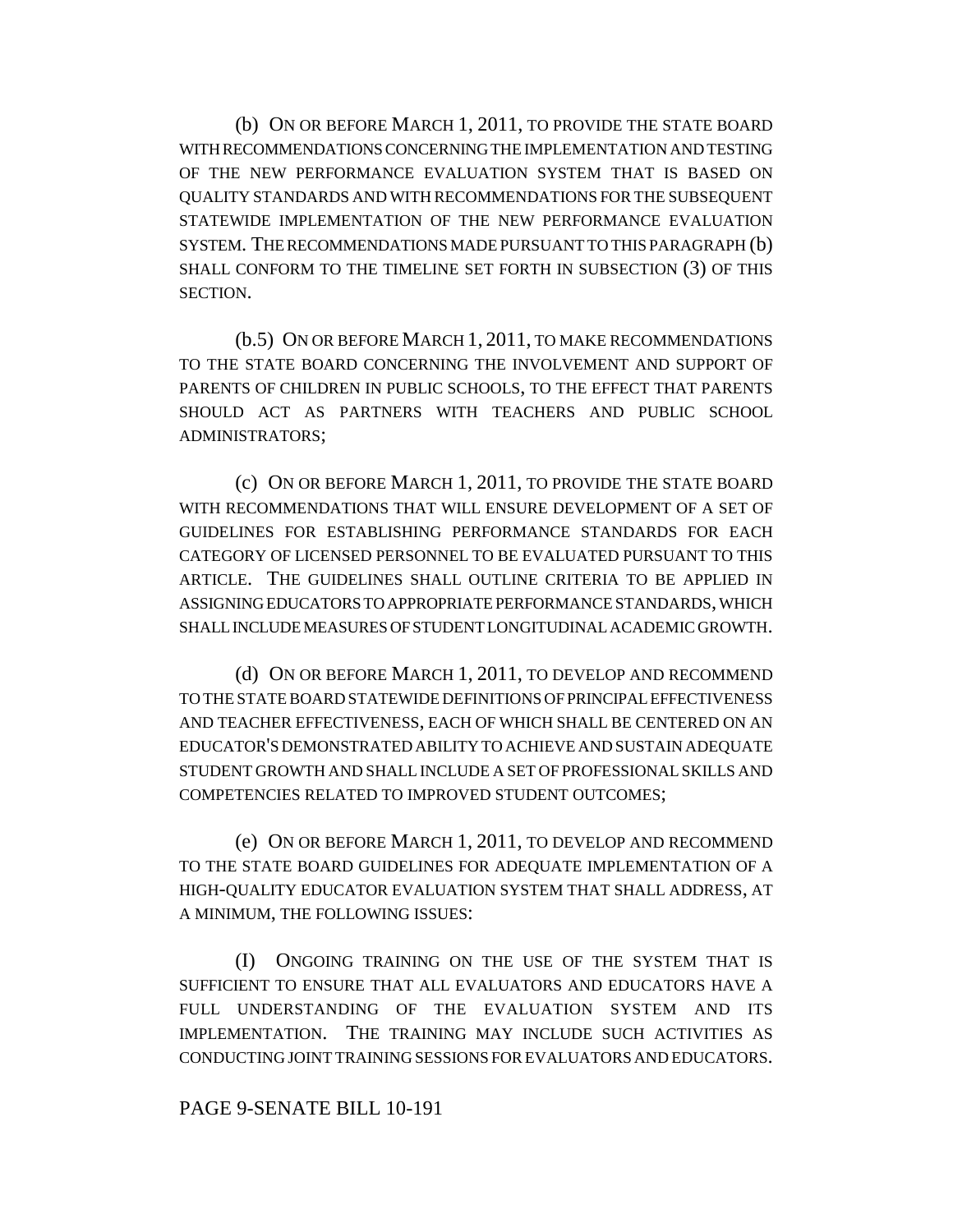(b) ON OR BEFORE MARCH 1, 2011, TO PROVIDE THE STATE BOARD WITH RECOMMENDATIONS CONCERNING THE IMPLEMENTATION AND TESTING OF THE NEW PERFORMANCE EVALUATION SYSTEM THAT IS BASED ON QUALITY STANDARDS AND WITH RECOMMENDATIONS FOR THE SUBSEQUENT STATEWIDE IMPLEMENTATION OF THE NEW PERFORMANCE EVALUATION SYSTEM. THE RECOMMENDATIONS MADE PURSUANT TO THIS PARAGRAPH (b) SHALL CONFORM TO THE TIMELINE SET FORTH IN SUBSECTION (3) OF THIS SECTION.

(b.5) ON OR BEFORE MARCH 1, 2011, TO MAKE RECOMMENDATIONS TO THE STATE BOARD CONCERNING THE INVOLVEMENT AND SUPPORT OF PARENTS OF CHILDREN IN PUBLIC SCHOOLS, TO THE EFFECT THAT PARENTS SHOULD ACT AS PARTNERS WITH TEACHERS AND PUBLIC SCHOOL ADMINISTRATORS;

(c) ON OR BEFORE MARCH 1, 2011, TO PROVIDE THE STATE BOARD WITH RECOMMENDATIONS THAT WILL ENSURE DEVELOPMENT OF A SET OF GUIDELINES FOR ESTABLISHING PERFORMANCE STANDARDS FOR EACH CATEGORY OF LICENSED PERSONNEL TO BE EVALUATED PURSUANT TO THIS ARTICLE. THE GUIDELINES SHALL OUTLINE CRITERIA TO BE APPLIED IN ASSIGNING EDUCATORS TO APPROPRIATE PERFORMANCE STANDARDS, WHICH SHALL INCLUDE MEASURES OF STUDENT LONGITUDINAL ACADEMIC GROWTH.

(d) ON OR BEFORE MARCH 1, 2011, TO DEVELOP AND RECOMMEND TO THE STATE BOARD STATEWIDE DEFINITIONS OF PRINCIPAL EFFECTIVENESS AND TEACHER EFFECTIVENESS, EACH OF WHICH SHALL BE CENTERED ON AN EDUCATOR'S DEMONSTRATED ABILITY TO ACHIEVE AND SUSTAIN ADEQUATE STUDENT GROWTH AND SHALL INCLUDE A SET OF PROFESSIONAL SKILLS AND COMPETENCIES RELATED TO IMPROVED STUDENT OUTCOMES;

(e) ON OR BEFORE MARCH 1, 2011, TO DEVELOP AND RECOMMEND TO THE STATE BOARD GUIDELINES FOR ADEQUATE IMPLEMENTATION OF A HIGH-QUALITY EDUCATOR EVALUATION SYSTEM THAT SHALL ADDRESS, AT A MINIMUM, THE FOLLOWING ISSUES:

(I) ONGOING TRAINING ON THE USE OF THE SYSTEM THAT IS SUFFICIENT TO ENSURE THAT ALL EVALUATORS AND EDUCATORS HAVE A FULL UNDERSTANDING OF THE EVALUATION SYSTEM AND ITS IMPLEMENTATION. THE TRAINING MAY INCLUDE SUCH ACTIVITIES AS CONDUCTING JOINT TRAINING SESSIONS FOR EVALUATORS AND EDUCATORS.

PAGE 9-SENATE BILL 10-191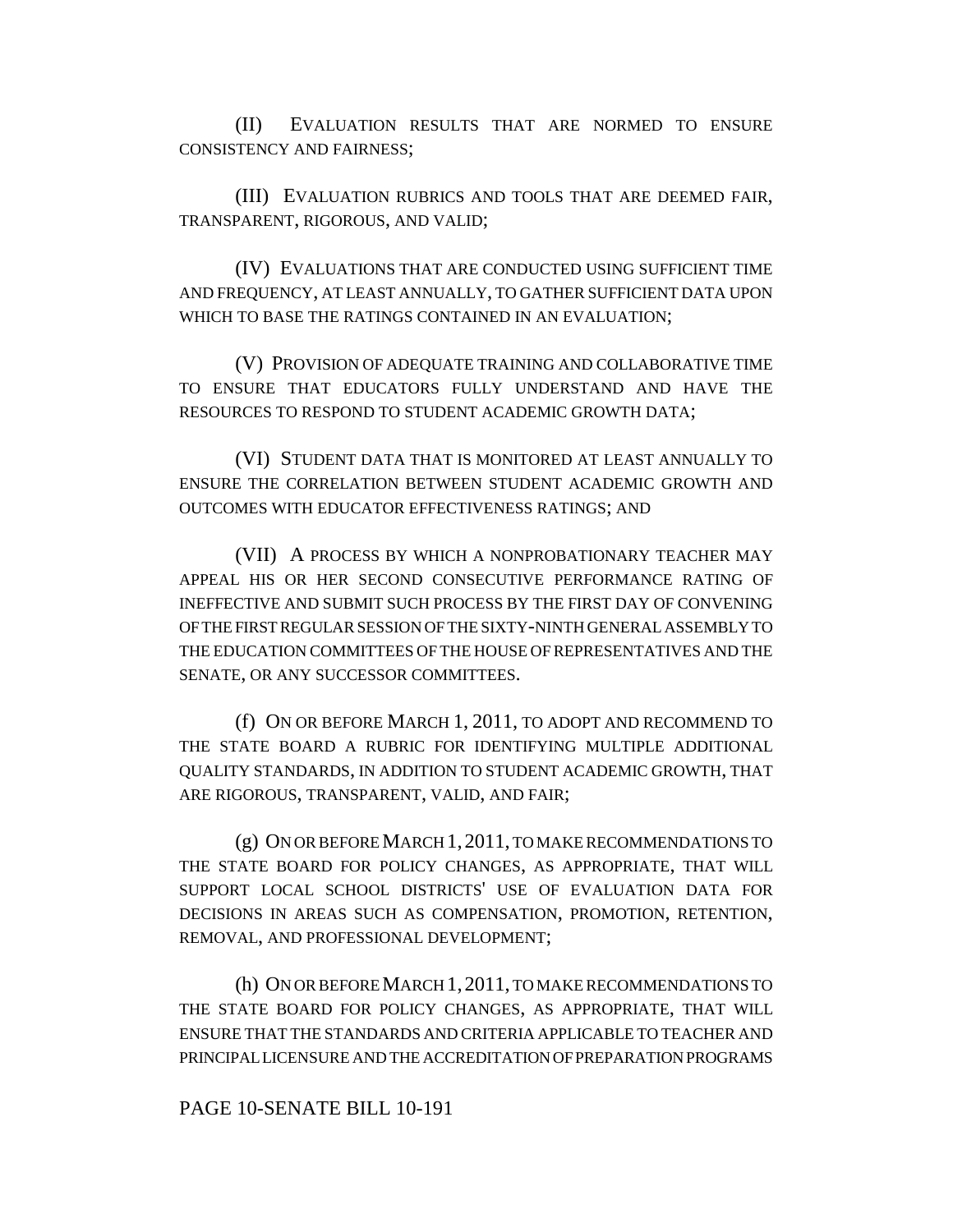(II) EVALUATION RESULTS THAT ARE NORMED TO ENSURE CONSISTENCY AND FAIRNESS;

(III) EVALUATION RUBRICS AND TOOLS THAT ARE DEEMED FAIR, TRANSPARENT, RIGOROUS, AND VALID;

(IV) EVALUATIONS THAT ARE CONDUCTED USING SUFFICIENT TIME AND FREQUENCY, AT LEAST ANNUALLY, TO GATHER SUFFICIENT DATA UPON WHICH TO BASE THE RATINGS CONTAINED IN AN EVALUATION;

(V) PROVISION OF ADEQUATE TRAINING AND COLLABORATIVE TIME TO ENSURE THAT EDUCATORS FULLY UNDERSTAND AND HAVE THE RESOURCES TO RESPOND TO STUDENT ACADEMIC GROWTH DATA;

(VI) STUDENT DATA THAT IS MONITORED AT LEAST ANNUALLY TO ENSURE THE CORRELATION BETWEEN STUDENT ACADEMIC GROWTH AND OUTCOMES WITH EDUCATOR EFFECTIVENESS RATINGS; AND

(VII) A PROCESS BY WHICH A NONPROBATIONARY TEACHER MAY APPEAL HIS OR HER SECOND CONSECUTIVE PERFORMANCE RATING OF INEFFECTIVE AND SUBMIT SUCH PROCESS BY THE FIRST DAY OF CONVENING OF THE FIRST REGULAR SESSION OF THE SIXTY-NINTH GENERAL ASSEMBLY TO THE EDUCATION COMMITTEES OF THE HOUSE OF REPRESENTATIVES AND THE SENATE, OR ANY SUCCESSOR COMMITTEES.

(f) ON OR BEFORE MARCH 1, 2011, TO ADOPT AND RECOMMEND TO THE STATE BOARD A RUBRIC FOR IDENTIFYING MULTIPLE ADDITIONAL QUALITY STANDARDS, IN ADDITION TO STUDENT ACADEMIC GROWTH, THAT ARE RIGOROUS, TRANSPARENT, VALID, AND FAIR;

(g) ON OR BEFORE MARCH 1, 2011, TO MAKE RECOMMENDATIONS TO THE STATE BOARD FOR POLICY CHANGES, AS APPROPRIATE, THAT WILL SUPPORT LOCAL SCHOOL DISTRICTS' USE OF EVALUATION DATA FOR DECISIONS IN AREAS SUCH AS COMPENSATION, PROMOTION, RETENTION, REMOVAL, AND PROFESSIONAL DEVELOPMENT;

(h) ON OR BEFORE MARCH 1, 2011, TO MAKE RECOMMENDATIONS TO THE STATE BOARD FOR POLICY CHANGES, AS APPROPRIATE, THAT WILL ENSURE THAT THE STANDARDS AND CRITERIA APPLICABLE TO TEACHER AND PRINCIPAL LICENSURE AND THE ACCREDITATION OF PREPARATION PROGRAMS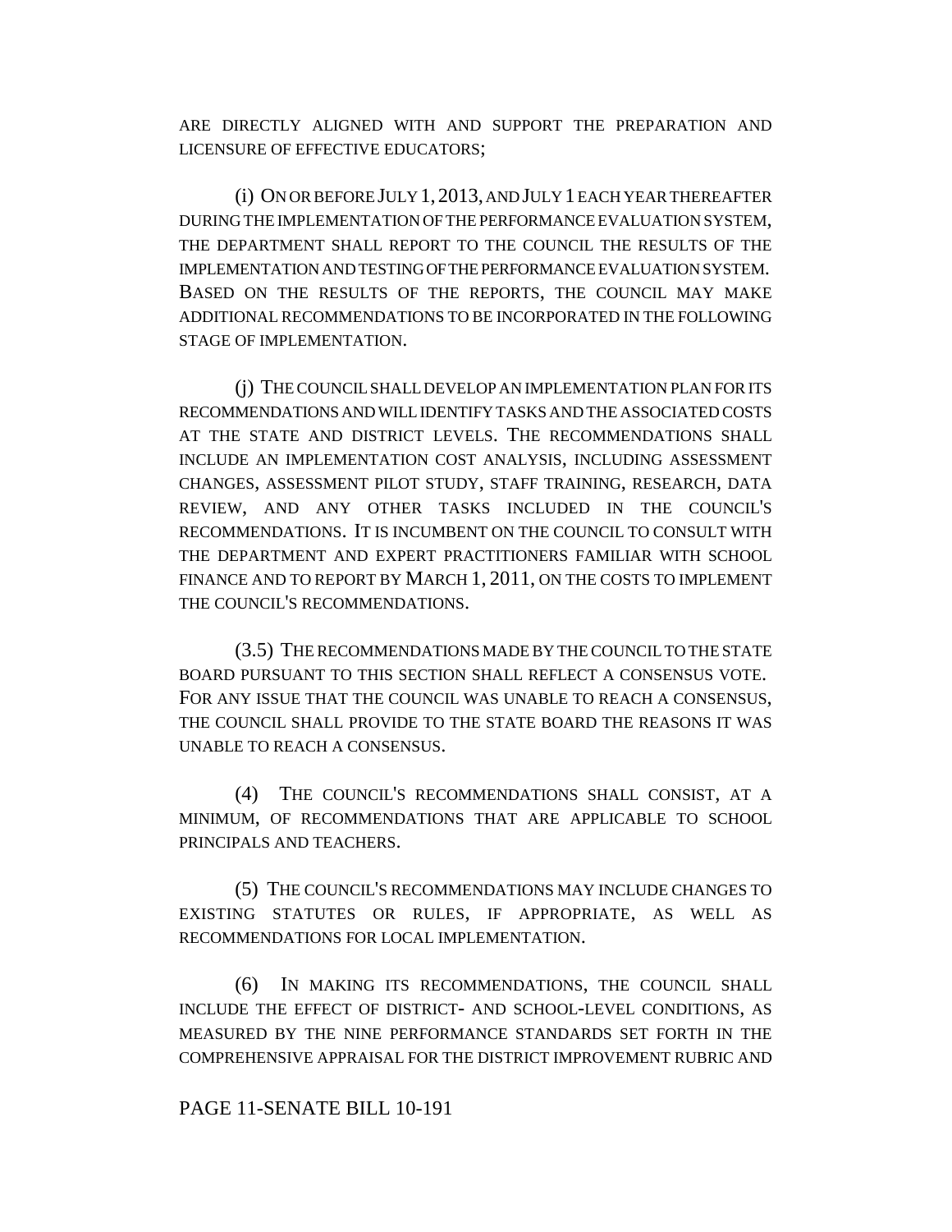ARE DIRECTLY ALIGNED WITH AND SUPPORT THE PREPARATION AND LICENSURE OF EFFECTIVE EDUCATORS;

(i) ON OR BEFORE JULY 1, 2013, AND JULY 1 EACH YEAR THEREAFTER DURING THE IMPLEMENTATION OF THE PERFORMANCE EVALUATION SYSTEM, THE DEPARTMENT SHALL REPORT TO THE COUNCIL THE RESULTS OF THE IMPLEMENTATION AND TESTING OF THE PERFORMANCE EVALUATION SYSTEM. BASED ON THE RESULTS OF THE REPORTS, THE COUNCIL MAY MAKE ADDITIONAL RECOMMENDATIONS TO BE INCORPORATED IN THE FOLLOWING STAGE OF IMPLEMENTATION.

(j) THE COUNCIL SHALL DEVELOP AN IMPLEMENTATION PLAN FOR ITS RECOMMENDATIONS AND WILL IDENTIFY TASKS AND THE ASSOCIATED COSTS AT THE STATE AND DISTRICT LEVELS. THE RECOMMENDATIONS SHALL INCLUDE AN IMPLEMENTATION COST ANALYSIS, INCLUDING ASSESSMENT CHANGES, ASSESSMENT PILOT STUDY, STAFF TRAINING, RESEARCH, DATA REVIEW, AND ANY OTHER TASKS INCLUDED IN THE COUNCIL'S RECOMMENDATIONS. IT IS INCUMBENT ON THE COUNCIL TO CONSULT WITH THE DEPARTMENT AND EXPERT PRACTITIONERS FAMILIAR WITH SCHOOL FINANCE AND TO REPORT BY MARCH 1, 2011, ON THE COSTS TO IMPLEMENT THE COUNCIL'S RECOMMENDATIONS.

(3.5) THE RECOMMENDATIONS MADE BY THE COUNCIL TO THE STATE BOARD PURSUANT TO THIS SECTION SHALL REFLECT A CONSENSUS VOTE. FOR ANY ISSUE THAT THE COUNCIL WAS UNABLE TO REACH A CONSENSUS, THE COUNCIL SHALL PROVIDE TO THE STATE BOARD THE REASONS IT WAS UNABLE TO REACH A CONSENSUS.

(4) THE COUNCIL'S RECOMMENDATIONS SHALL CONSIST, AT A MINIMUM, OF RECOMMENDATIONS THAT ARE APPLICABLE TO SCHOOL PRINCIPALS AND TEACHERS.

(5) THE COUNCIL'S RECOMMENDATIONS MAY INCLUDE CHANGES TO EXISTING STATUTES OR RULES, IF APPROPRIATE, AS WELL AS RECOMMENDATIONS FOR LOCAL IMPLEMENTATION.

(6) IN MAKING ITS RECOMMENDATIONS, THE COUNCIL SHALL INCLUDE THE EFFECT OF DISTRICT- AND SCHOOL-LEVEL CONDITIONS, AS MEASURED BY THE NINE PERFORMANCE STANDARDS SET FORTH IN THE COMPREHENSIVE APPRAISAL FOR THE DISTRICT IMPROVEMENT RUBRIC AND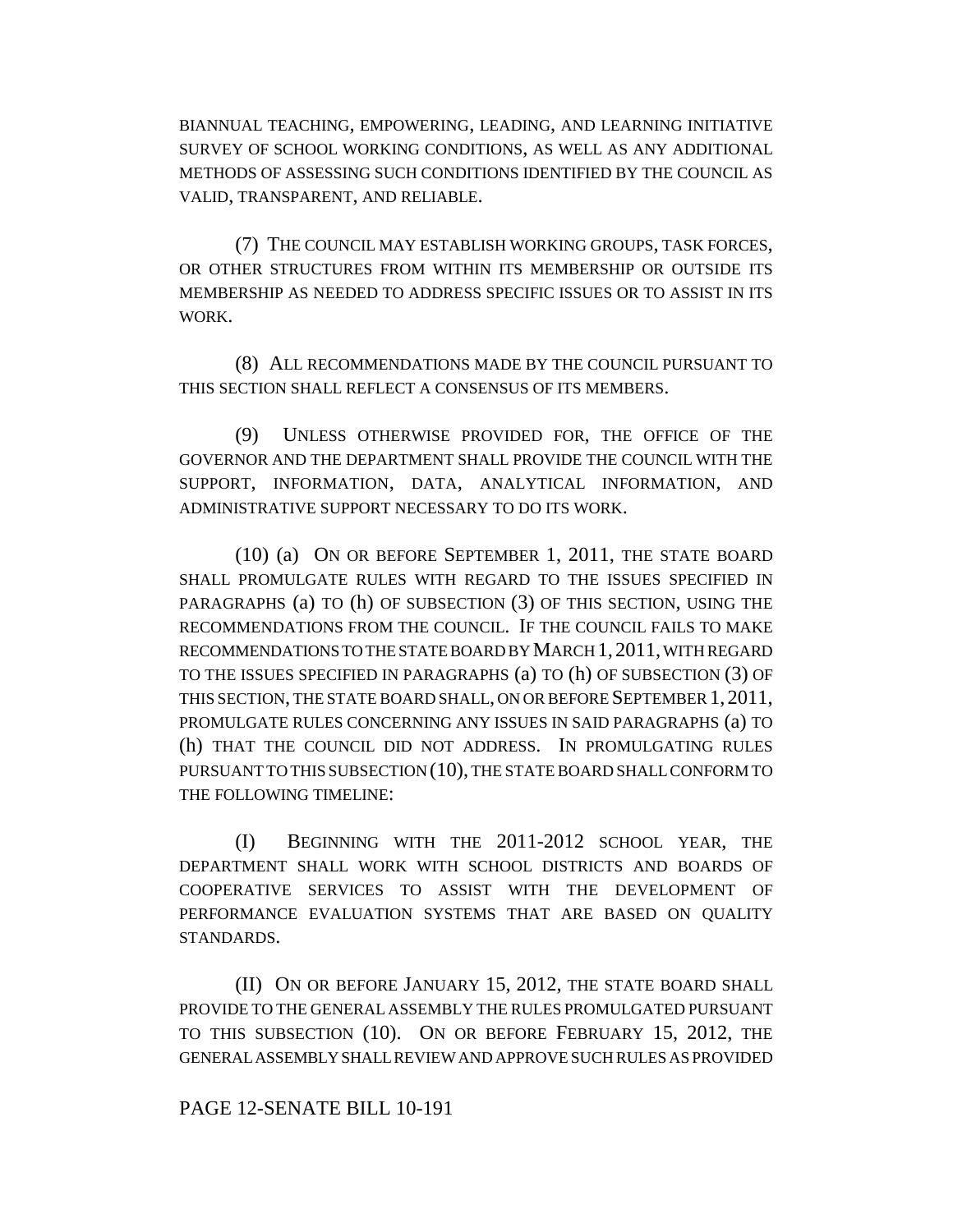BIANNUAL TEACHING, EMPOWERING, LEADING, AND LEARNING INITIATIVE SURVEY OF SCHOOL WORKING CONDITIONS, AS WELL AS ANY ADDITIONAL METHODS OF ASSESSING SUCH CONDITIONS IDENTIFIED BY THE COUNCIL AS VALID, TRANSPARENT, AND RELIABLE.

(7) THE COUNCIL MAY ESTABLISH WORKING GROUPS, TASK FORCES, OR OTHER STRUCTURES FROM WITHIN ITS MEMBERSHIP OR OUTSIDE ITS MEMBERSHIP AS NEEDED TO ADDRESS SPECIFIC ISSUES OR TO ASSIST IN ITS WORK.

(8) ALL RECOMMENDATIONS MADE BY THE COUNCIL PURSUANT TO THIS SECTION SHALL REFLECT A CONSENSUS OF ITS MEMBERS.

(9) UNLESS OTHERWISE PROVIDED FOR, THE OFFICE OF THE GOVERNOR AND THE DEPARTMENT SHALL PROVIDE THE COUNCIL WITH THE SUPPORT, INFORMATION, DATA, ANALYTICAL INFORMATION, AND ADMINISTRATIVE SUPPORT NECESSARY TO DO ITS WORK.

(10) (a) ON OR BEFORE SEPTEMBER 1, 2011, THE STATE BOARD SHALL PROMULGATE RULES WITH REGARD TO THE ISSUES SPECIFIED IN PARAGRAPHS (a) TO (h) OF SUBSECTION (3) OF THIS SECTION, USING THE RECOMMENDATIONS FROM THE COUNCIL. IF THE COUNCIL FAILS TO MAKE RECOMMENDATIONS TO THE STATE BOARD BY MARCH 1, 2011, WITH REGARD TO THE ISSUES SPECIFIED IN PARAGRAPHS (a) TO (h) OF SUBSECTION (3) OF THIS SECTION, THE STATE BOARD SHALL, ON OR BEFORE SEPTEMBER 1, 2011, PROMULGATE RULES CONCERNING ANY ISSUES IN SAID PARAGRAPHS (a) TO (h) THAT THE COUNCIL DID NOT ADDRESS. IN PROMULGATING RULES PURSUANT TO THIS SUBSECTION (10), THE STATE BOARD SHALL CONFORM TO THE FOLLOWING TIMELINE:

(I) BEGINNING WITH THE 2011-2012 SCHOOL YEAR, THE DEPARTMENT SHALL WORK WITH SCHOOL DISTRICTS AND BOARDS OF COOPERATIVE SERVICES TO ASSIST WITH THE DEVELOPMENT OF PERFORMANCE EVALUATION SYSTEMS THAT ARE BASED ON QUALITY STANDARDS.

(II) ON OR BEFORE JANUARY 15, 2012, THE STATE BOARD SHALL PROVIDE TO THE GENERAL ASSEMBLY THE RULES PROMULGATED PURSUANT TO THIS SUBSECTION (10). ON OR BEFORE FEBRUARY 15, 2012, THE GENERAL ASSEMBLY SHALL REVIEW AND APPROVE SUCH RULES AS PROVIDED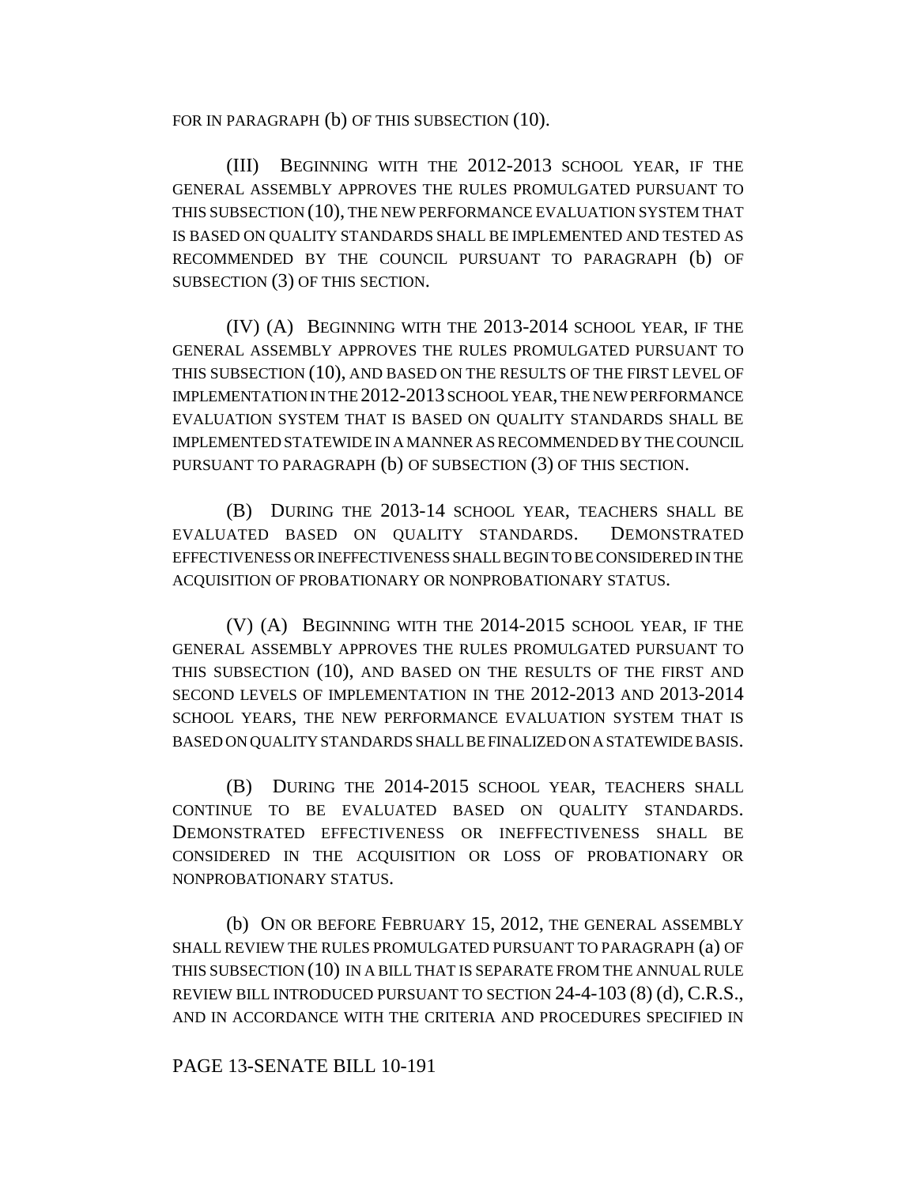FOR IN PARAGRAPH (b) OF THIS SUBSECTION (10).

(III) BEGINNING WITH THE 2012-2013 SCHOOL YEAR, IF THE GENERAL ASSEMBLY APPROVES THE RULES PROMULGATED PURSUANT TO THIS SUBSECTION (10), THE NEW PERFORMANCE EVALUATION SYSTEM THAT IS BASED ON QUALITY STANDARDS SHALL BE IMPLEMENTED AND TESTED AS RECOMMENDED BY THE COUNCIL PURSUANT TO PARAGRAPH (b) OF SUBSECTION (3) OF THIS SECTION.

(IV) (A) BEGINNING WITH THE 2013-2014 SCHOOL YEAR, IF THE GENERAL ASSEMBLY APPROVES THE RULES PROMULGATED PURSUANT TO THIS SUBSECTION (10), AND BASED ON THE RESULTS OF THE FIRST LEVEL OF IMPLEMENTATION IN THE 2012-2013 SCHOOL YEAR, THE NEW PERFORMANCE EVALUATION SYSTEM THAT IS BASED ON QUALITY STANDARDS SHALL BE IMPLEMENTED STATEWIDE IN A MANNER AS RECOMMENDED BY THE COUNCIL PURSUANT TO PARAGRAPH (b) OF SUBSECTION (3) OF THIS SECTION.

(B) DURING THE 2013-14 SCHOOL YEAR, TEACHERS SHALL BE EVALUATED BASED ON QUALITY STANDARDS. DEMONSTRATED EFFECTIVENESS OR INEFFECTIVENESS SHALL BEGIN TO BE CONSIDERED IN THE ACQUISITION OF PROBATIONARY OR NONPROBATIONARY STATUS.

(V) (A) BEGINNING WITH THE 2014-2015 SCHOOL YEAR, IF THE GENERAL ASSEMBLY APPROVES THE RULES PROMULGATED PURSUANT TO THIS SUBSECTION (10), AND BASED ON THE RESULTS OF THE FIRST AND SECOND LEVELS OF IMPLEMENTATION IN THE 2012-2013 AND 2013-2014 SCHOOL YEARS, THE NEW PERFORMANCE EVALUATION SYSTEM THAT IS BASED ON QUALITY STANDARDS SHALL BE FINALIZED ON A STATEWIDE BASIS.

(B) DURING THE 2014-2015 SCHOOL YEAR, TEACHERS SHALL CONTINUE TO BE EVALUATED BASED ON QUALITY STANDARDS. DEMONSTRATED EFFECTIVENESS OR INEFFECTIVENESS SHALL BE CONSIDERED IN THE ACQUISITION OR LOSS OF PROBATIONARY OR NONPROBATIONARY STATUS.

(b) ON OR BEFORE FEBRUARY 15, 2012, THE GENERAL ASSEMBLY SHALL REVIEW THE RULES PROMULGATED PURSUANT TO PARAGRAPH (a) OF THIS SUBSECTION (10) IN A BILL THAT IS SEPARATE FROM THE ANNUAL RULE REVIEW BILL INTRODUCED PURSUANT TO SECTION 24-4-103 (8) (d), C.R.S., AND IN ACCORDANCE WITH THE CRITERIA AND PROCEDURES SPECIFIED IN

PAGE 13-SENATE BILL 10-191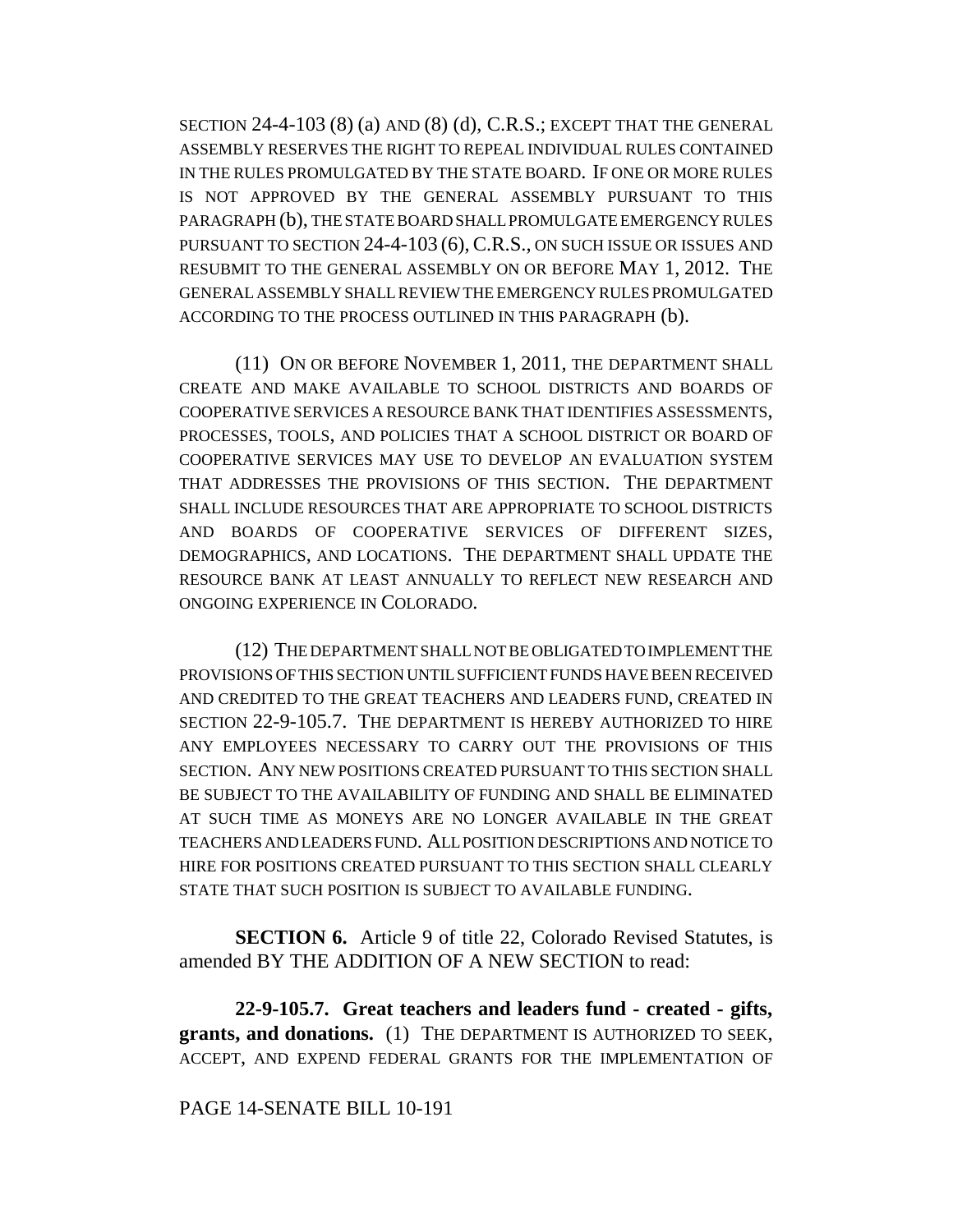SECTION 24-4-103 (8) (a) AND (8) (d), C.R.S.; EXCEPT THAT THE GENERAL ASSEMBLY RESERVES THE RIGHT TO REPEAL INDIVIDUAL RULES CONTAINED IN THE RULES PROMULGATED BY THE STATE BOARD. IF ONE OR MORE RULES IS NOT APPROVED BY THE GENERAL ASSEMBLY PURSUANT TO THIS PARAGRAPH (b), THE STATE BOARD SHALL PROMULGATE EMERGENCY RULES PURSUANT TO SECTION 24-4-103 (6), C.R.S., ON SUCH ISSUE OR ISSUES AND RESUBMIT TO THE GENERAL ASSEMBLY ON OR BEFORE MAY 1, 2012. THE GENERAL ASSEMBLY SHALL REVIEW THE EMERGENCY RULES PROMULGATED ACCORDING TO THE PROCESS OUTLINED IN THIS PARAGRAPH (b).

(11) ON OR BEFORE NOVEMBER 1, 2011, THE DEPARTMENT SHALL CREATE AND MAKE AVAILABLE TO SCHOOL DISTRICTS AND BOARDS OF COOPERATIVE SERVICES A RESOURCE BANK THAT IDENTIFIES ASSESSMENTS, PROCESSES, TOOLS, AND POLICIES THAT A SCHOOL DISTRICT OR BOARD OF COOPERATIVE SERVICES MAY USE TO DEVELOP AN EVALUATION SYSTEM THAT ADDRESSES THE PROVISIONS OF THIS SECTION. THE DEPARTMENT SHALL INCLUDE RESOURCES THAT ARE APPROPRIATE TO SCHOOL DISTRICTS AND BOARDS OF COOPERATIVE SERVICES OF DIFFERENT SIZES, DEMOGRAPHICS, AND LOCATIONS. THE DEPARTMENT SHALL UPDATE THE RESOURCE BANK AT LEAST ANNUALLY TO REFLECT NEW RESEARCH AND ONGOING EXPERIENCE IN COLORADO.

(12) THE DEPARTMENT SHALL NOT BE OBLIGATED TO IMPLEMENT THE PROVISIONS OF THIS SECTION UNTIL SUFFICIENT FUNDS HAVE BEEN RECEIVED AND CREDITED TO THE GREAT TEACHERS AND LEADERS FUND, CREATED IN SECTION 22-9-105.7. THE DEPARTMENT IS HEREBY AUTHORIZED TO HIRE ANY EMPLOYEES NECESSARY TO CARRY OUT THE PROVISIONS OF THIS SECTION. ANY NEW POSITIONS CREATED PURSUANT TO THIS SECTION SHALL BE SUBJECT TO THE AVAILABILITY OF FUNDING AND SHALL BE ELIMINATED AT SUCH TIME AS MONEYS ARE NO LONGER AVAILABLE IN THE GREAT TEACHERS AND LEADERS FUND. ALL POSITION DESCRIPTIONS AND NOTICE TO HIRE FOR POSITIONS CREATED PURSUANT TO THIS SECTION SHALL CLEARLY STATE THAT SUCH POSITION IS SUBJECT TO AVAILABLE FUNDING.

**SECTION 6.** Article 9 of title 22, Colorado Revised Statutes, is amended BY THE ADDITION OF A NEW SECTION to read:

**22-9-105.7. Great teachers and leaders fund - created - gifts, grants, and donations.** (1) THE DEPARTMENT IS AUTHORIZED TO SEEK, ACCEPT, AND EXPEND FEDERAL GRANTS FOR THE IMPLEMENTATION OF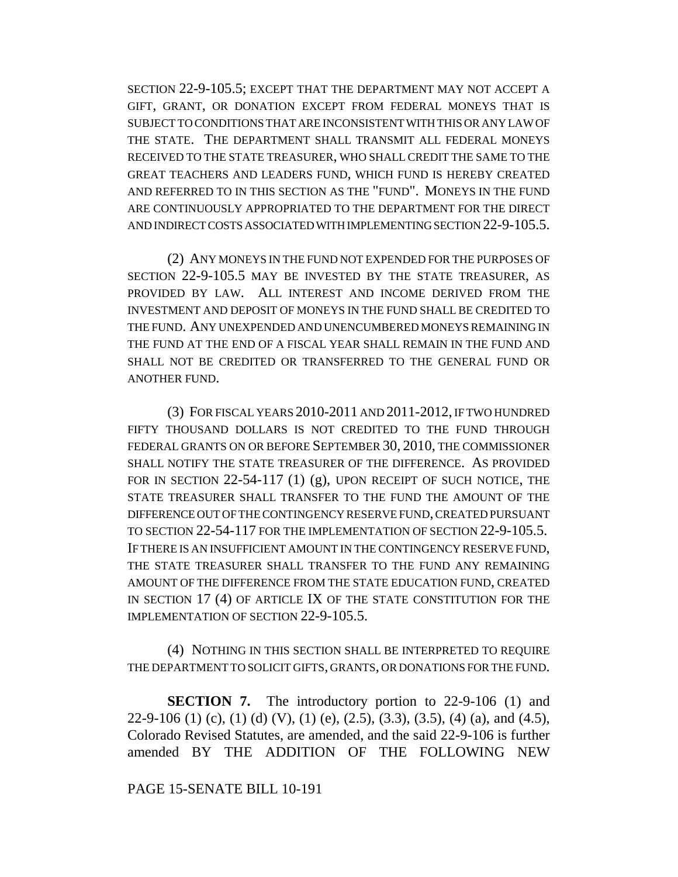SECTION 22-9-105.5; EXCEPT THAT THE DEPARTMENT MAY NOT ACCEPT A GIFT, GRANT, OR DONATION EXCEPT FROM FEDERAL MONEYS THAT IS SUBJECT TO CONDITIONS THAT ARE INCONSISTENT WITH THIS OR ANY LAW OF THE STATE. THE DEPARTMENT SHALL TRANSMIT ALL FEDERAL MONEYS RECEIVED TO THE STATE TREASURER, WHO SHALL CREDIT THE SAME TO THE GREAT TEACHERS AND LEADERS FUND, WHICH FUND IS HEREBY CREATED AND REFERRED TO IN THIS SECTION AS THE "FUND". MONEYS IN THE FUND ARE CONTINUOUSLY APPROPRIATED TO THE DEPARTMENT FOR THE DIRECT AND INDIRECT COSTS ASSOCIATED WITH IMPLEMENTING SECTION 22-9-105.5.

(2) ANY MONEYS IN THE FUND NOT EXPENDED FOR THE PURPOSES OF SECTION 22-9-105.5 MAY BE INVESTED BY THE STATE TREASURER, AS PROVIDED BY LAW. ALL INTEREST AND INCOME DERIVED FROM THE INVESTMENT AND DEPOSIT OF MONEYS IN THE FUND SHALL BE CREDITED TO THE FUND. ANY UNEXPENDED AND UNENCUMBERED MONEYS REMAINING IN THE FUND AT THE END OF A FISCAL YEAR SHALL REMAIN IN THE FUND AND SHALL NOT BE CREDITED OR TRANSFERRED TO THE GENERAL FUND OR ANOTHER FUND.

(3) FOR FISCAL YEARS 2010-2011 AND 2011-2012, IF TWO HUNDRED FIFTY THOUSAND DOLLARS IS NOT CREDITED TO THE FUND THROUGH FEDERAL GRANTS ON OR BEFORE SEPTEMBER 30, 2010, THE COMMISSIONER SHALL NOTIFY THE STATE TREASURER OF THE DIFFERENCE. AS PROVIDED FOR IN SECTION 22-54-117 (1) (g), UPON RECEIPT OF SUCH NOTICE, THE STATE TREASURER SHALL TRANSFER TO THE FUND THE AMOUNT OF THE DIFFERENCE OUT OF THE CONTINGENCY RESERVE FUND, CREATED PURSUANT TO SECTION 22-54-117 FOR THE IMPLEMENTATION OF SECTION 22-9-105.5. IF THERE IS AN INSUFFICIENT AMOUNT IN THE CONTINGENCY RESERVE FUND, THE STATE TREASURER SHALL TRANSFER TO THE FUND ANY REMAINING AMOUNT OF THE DIFFERENCE FROM THE STATE EDUCATION FUND, CREATED IN SECTION 17 (4) OF ARTICLE IX OF THE STATE CONSTITUTION FOR THE IMPLEMENTATION OF SECTION 22-9-105.5.

(4) NOTHING IN THIS SECTION SHALL BE INTERPRETED TO REQUIRE THE DEPARTMENT TO SOLICIT GIFTS, GRANTS, OR DONATIONS FOR THE FUND.

**SECTION 7.** The introductory portion to 22-9-106 (1) and 22-9-106 (1) (c), (1) (d) (V), (1) (e), (2.5), (3.3), (3.5), (4) (a), and (4.5), Colorado Revised Statutes, are amended, and the said 22-9-106 is further amended BY THE ADDITION OF THE FOLLOWING NEW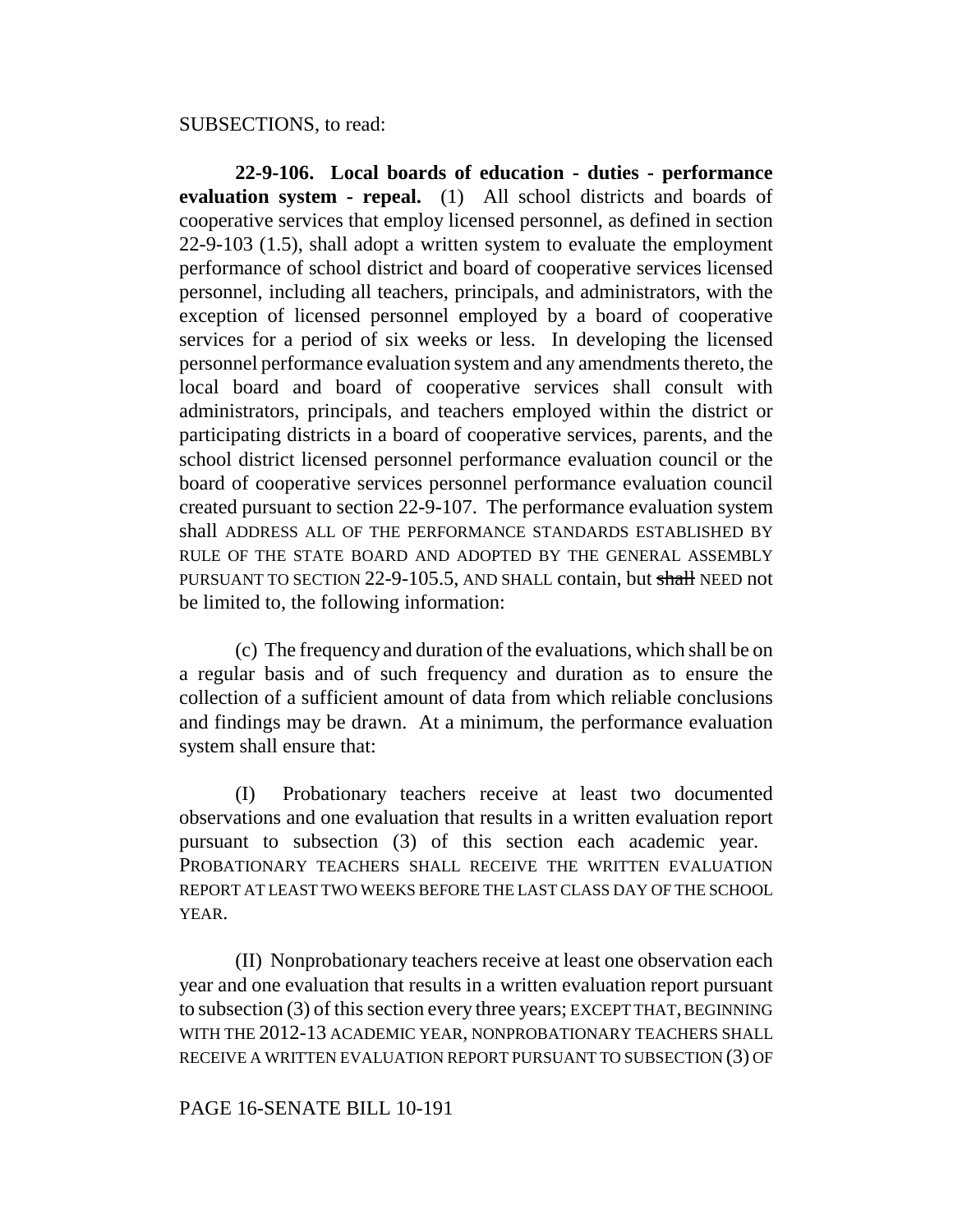SUBSECTIONS, to read:

**22-9-106. Local boards of education - duties - performance evaluation system - repeal.** (1) All school districts and boards of cooperative services that employ licensed personnel, as defined in section 22-9-103 (1.5), shall adopt a written system to evaluate the employment performance of school district and board of cooperative services licensed personnel, including all teachers, principals, and administrators, with the exception of licensed personnel employed by a board of cooperative services for a period of six weeks or less. In developing the licensed personnel performance evaluation system and any amendments thereto, the local board and board of cooperative services shall consult with administrators, principals, and teachers employed within the district or participating districts in a board of cooperative services, parents, and the school district licensed personnel performance evaluation council or the board of cooperative services personnel performance evaluation council created pursuant to section 22-9-107. The performance evaluation system shall ADDRESS ALL OF THE PERFORMANCE STANDARDS ESTABLISHED BY RULE OF THE STATE BOARD AND ADOPTED BY THE GENERAL ASSEMBLY PURSUANT TO SECTION 22-9-105.5, AND SHALL contain, but ~~shall~~ NEED not be limited to, the following information:

(c) The frequency and duration of the evaluations, which shall be on a regular basis and of such frequency and duration as to ensure the collection of a sufficient amount of data from which reliable conclusions and findings may be drawn. At a minimum, the performance evaluation system shall ensure that:

(I) Probationary teachers receive at least two documented observations and one evaluation that results in a written evaluation report pursuant to subsection (3) of this section each academic year. PROBATIONARY TEACHERS SHALL RECEIVE THE WRITTEN EVALUATION REPORT AT LEAST TWO WEEKS BEFORE THE LAST CLASS DAY OF THE SCHOOL YEAR.

(II) Nonprobationary teachers receive at least one observation each year and one evaluation that results in a written evaluation report pursuant to subsection (3) of this section every three years; EXCEPT THAT, BEGINNING WITH THE 2012-13 ACADEMIC YEAR, NONPROBATIONARY TEACHERS SHALL RECEIVE A WRITTEN EVALUATION REPORT PURSUANT TO SUBSECTION (3) OF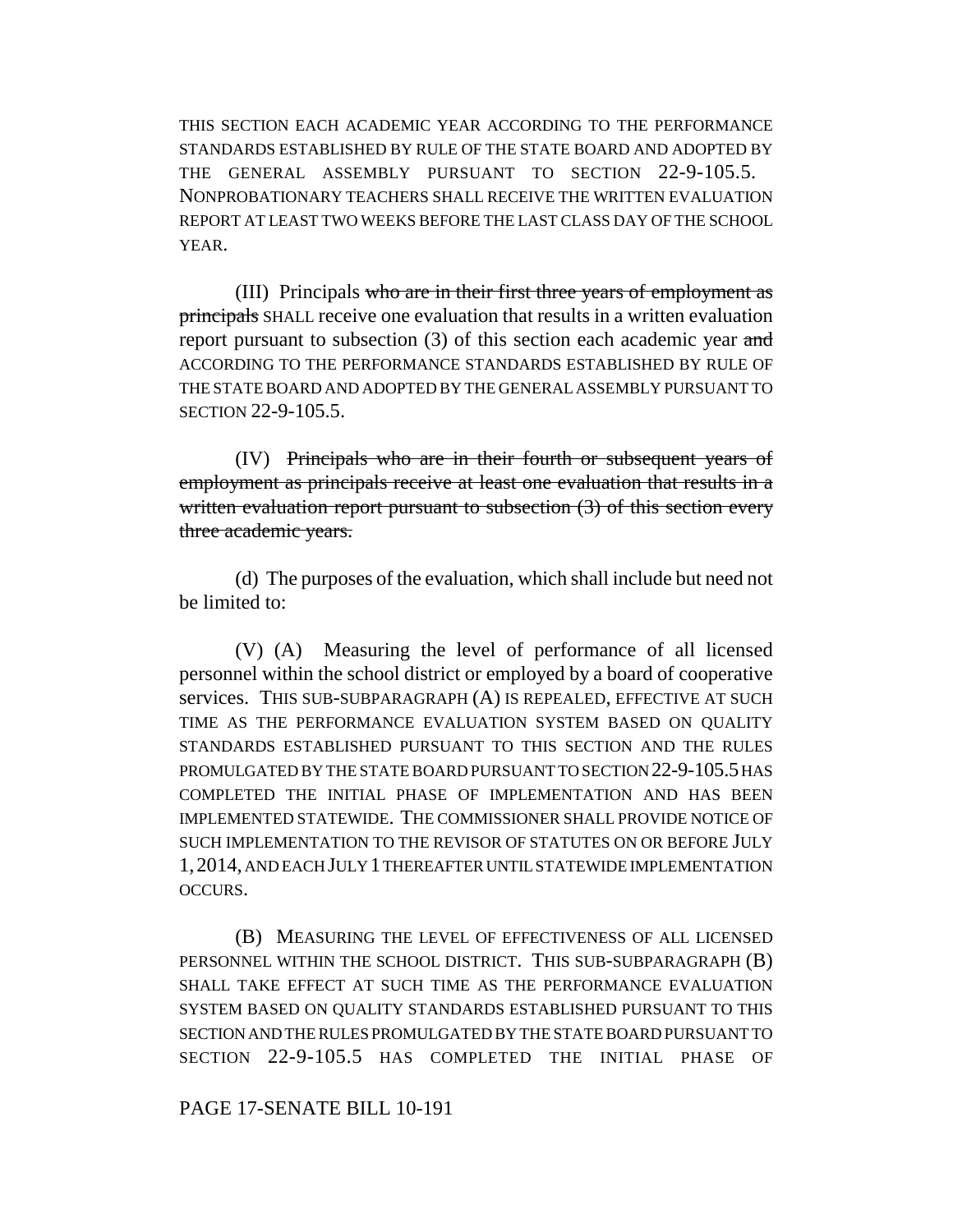THIS SECTION EACH ACADEMIC YEAR ACCORDING TO THE PERFORMANCE STANDARDS ESTABLISHED BY RULE OF THE STATE BOARD AND ADOPTED BY THE GENERAL ASSEMBLY PURSUANT TO SECTION 22-9-105.5. NONPROBATIONARY TEACHERS SHALL RECEIVE THE WRITTEN EVALUATION REPORT AT LEAST TWO WEEKS BEFORE THE LAST CLASS DAY OF THE SCHOOL YEAR.

(III) Principals ~~who are in their first three years of employment as principals~~ SHALL receive one evaluation that results in a written evaluation report pursuant to subsection (3) of this section each academic year ~~and~~ ACCORDING TO THE PERFORMANCE STANDARDS ESTABLISHED BY RULE OF THE STATE BOARD AND ADOPTED BY THE GENERAL ASSEMBLY PURSUANT TO SECTION 22-9-105.5.

(IV) ~~Principals who are in their fourth or subsequent years of employment as principals receive at least one evaluation that results in a written evaluation report pursuant to subsection (3) of this section every three academic years.~~

(d) The purposes of the evaluation, which shall include but need not be limited to:

(V) (A) Measuring the level of performance of all licensed personnel within the school district or employed by a board of cooperative services. THIS SUB-SUBPARAGRAPH (A) IS REPEALED, EFFECTIVE AT SUCH TIME AS THE PERFORMANCE EVALUATION SYSTEM BASED ON QUALITY STANDARDS ESTABLISHED PURSUANT TO THIS SECTION AND THE RULES PROMULGATED BY THE STATE BOARD PURSUANT TO SECTION 22-9-105.5 HAS COMPLETED THE INITIAL PHASE OF IMPLEMENTATION AND HAS BEEN IMPLEMENTED STATEWIDE. THE COMMISSIONER SHALL PROVIDE NOTICE OF SUCH IMPLEMENTATION TO THE REVISOR OF STATUTES ON OR BEFORE JULY 1, 2014, AND EACH JULY 1 THEREAFTER UNTIL STATEWIDE IMPLEMENTATION OCCURS.

(B) MEASURING THE LEVEL OF EFFECTIVENESS OF ALL LICENSED PERSONNEL WITHIN THE SCHOOL DISTRICT. THIS SUB-SUBPARAGRAPH (B) SHALL TAKE EFFECT AT SUCH TIME AS THE PERFORMANCE EVALUATION SYSTEM BASED ON QUALITY STANDARDS ESTABLISHED PURSUANT TO THIS SECTION AND THE RULES PROMULGATED BY THE STATE BOARD PURSUANT TO SECTION 22-9-105.5 HAS COMPLETED THE INITIAL PHASE OF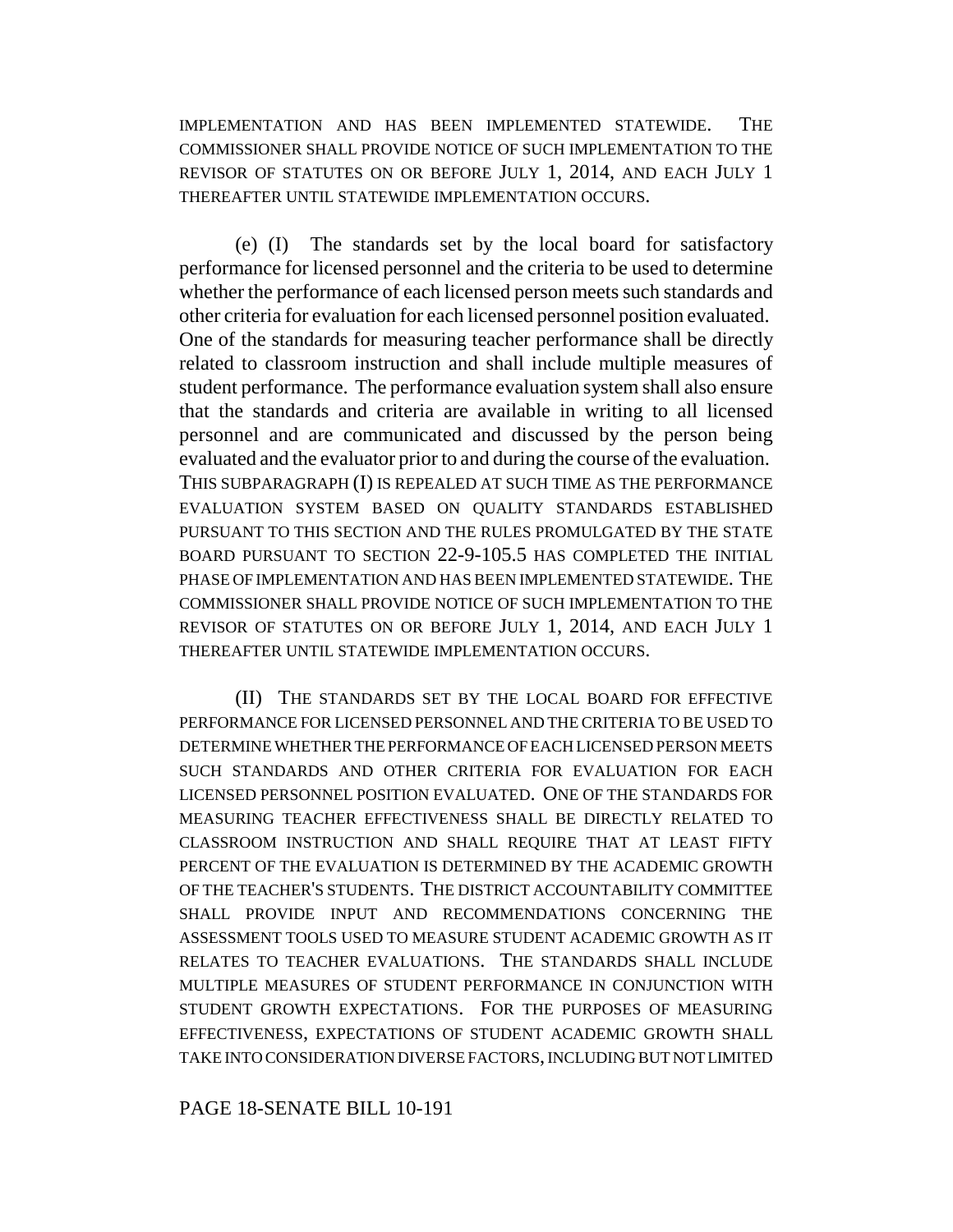IMPLEMENTATION AND HAS BEEN IMPLEMENTED STATEWIDE. THE COMMISSIONER SHALL PROVIDE NOTICE OF SUCH IMPLEMENTATION TO THE REVISOR OF STATUTES ON OR BEFORE JULY 1, 2014, AND EACH JULY 1 THEREAFTER UNTIL STATEWIDE IMPLEMENTATION OCCURS.

(e) (I) The standards set by the local board for satisfactory performance for licensed personnel and the criteria to be used to determine whether the performance of each licensed person meets such standards and other criteria for evaluation for each licensed personnel position evaluated. One of the standards for measuring teacher performance shall be directly related to classroom instruction and shall include multiple measures of student performance. The performance evaluation system shall also ensure that the standards and criteria are available in writing to all licensed personnel and are communicated and discussed by the person being evaluated and the evaluator prior to and during the course of the evaluation. THIS SUBPARAGRAPH (I) IS REPEALED AT SUCH TIME AS THE PERFORMANCE EVALUATION SYSTEM BASED ON QUALITY STANDARDS ESTABLISHED PURSUANT TO THIS SECTION AND THE RULES PROMULGATED BY THE STATE BOARD PURSUANT TO SECTION 22-9-105.5 HAS COMPLETED THE INITIAL PHASE OF IMPLEMENTATION AND HAS BEEN IMPLEMENTED STATEWIDE. THE COMMISSIONER SHALL PROVIDE NOTICE OF SUCH IMPLEMENTATION TO THE REVISOR OF STATUTES ON OR BEFORE JULY 1, 2014, AND EACH JULY 1 THEREAFTER UNTIL STATEWIDE IMPLEMENTATION OCCURS.

(II) THE STANDARDS SET BY THE LOCAL BOARD FOR EFFECTIVE PERFORMANCE FOR LICENSED PERSONNEL AND THE CRITERIA TO BE USED TO DETERMINE WHETHER THE PERFORMANCE OF EACH LICENSED PERSON MEETS SUCH STANDARDS AND OTHER CRITERIA FOR EVALUATION FOR EACH LICENSED PERSONNEL POSITION EVALUATED. ONE OF THE STANDARDS FOR MEASURING TEACHER EFFECTIVENESS SHALL BE DIRECTLY RELATED TO CLASSROOM INSTRUCTION AND SHALL REQUIRE THAT AT LEAST FIFTY PERCENT OF THE EVALUATION IS DETERMINED BY THE ACADEMIC GROWTH OF THE TEACHER'S STUDENTS. THE DISTRICT ACCOUNTABILITY COMMITTEE SHALL PROVIDE INPUT AND RECOMMENDATIONS CONCERNING THE ASSESSMENT TOOLS USED TO MEASURE STUDENT ACADEMIC GROWTH AS IT RELATES TO TEACHER EVALUATIONS. THE STANDARDS SHALL INCLUDE MULTIPLE MEASURES OF STUDENT PERFORMANCE IN CONJUNCTION WITH STUDENT GROWTH EXPECTATIONS. FOR THE PURPOSES OF MEASURING EFFECTIVENESS, EXPECTATIONS OF STUDENT ACADEMIC GROWTH SHALL TAKE INTO CONSIDERATION DIVERSE FACTORS, INCLUDING BUT NOT LIMITED

PAGE 18-SENATE BILL 10-191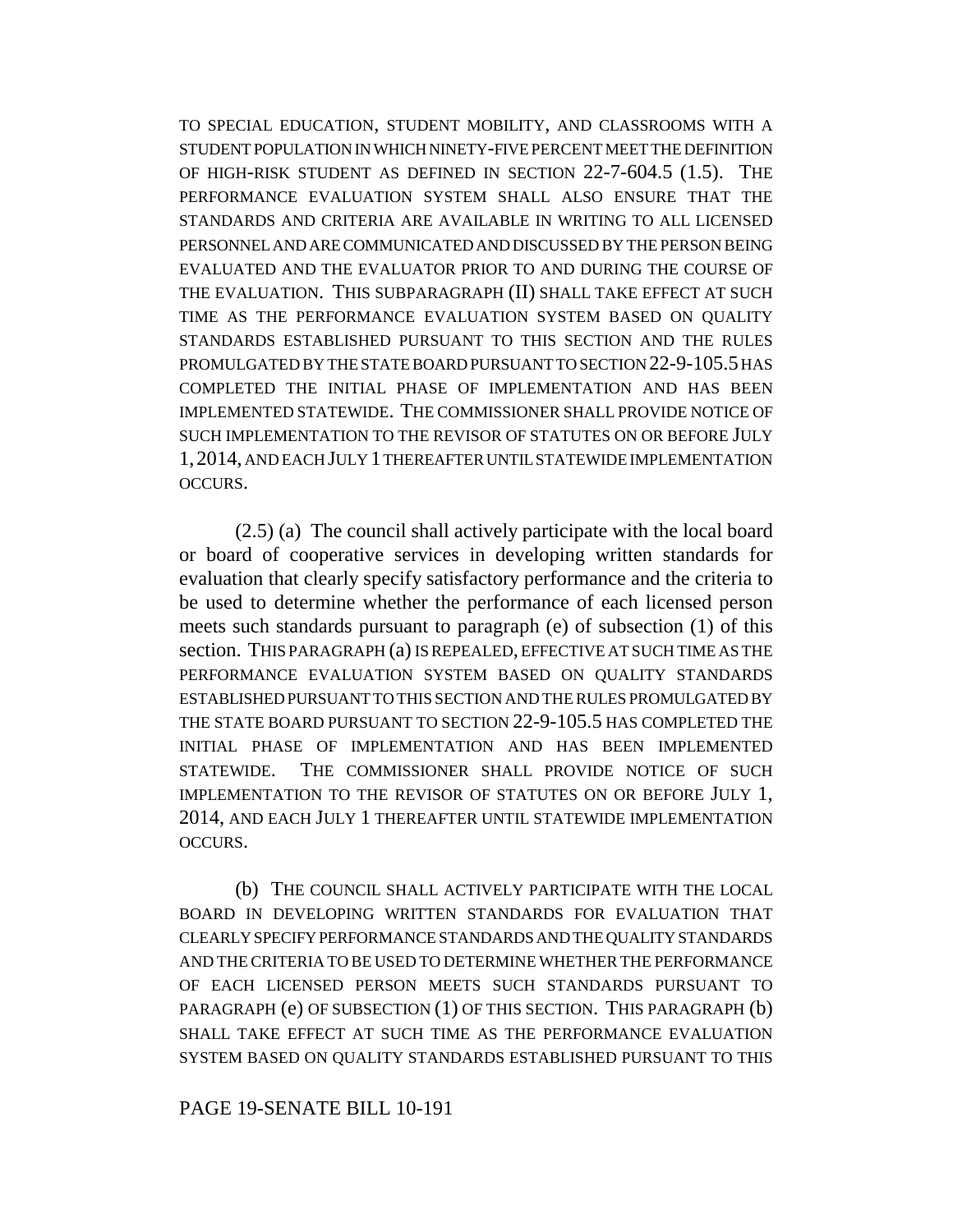TO SPECIAL EDUCATION, STUDENT MOBILITY, AND CLASSROOMS WITH A STUDENT POPULATION IN WHICH NINETY-FIVE PERCENT MEET THE DEFINITION OF HIGH-RISK STUDENT AS DEFINED IN SECTION 22-7-604.5 (1.5). THE PERFORMANCE EVALUATION SYSTEM SHALL ALSO ENSURE THAT THE STANDARDS AND CRITERIA ARE AVAILABLE IN WRITING TO ALL LICENSED PERSONNEL AND ARE COMMUNICATED AND DISCUSSED BY THE PERSON BEING EVALUATED AND THE EVALUATOR PRIOR TO AND DURING THE COURSE OF THE EVALUATION. THIS SUBPARAGRAPH (II) SHALL TAKE EFFECT AT SUCH TIME AS THE PERFORMANCE EVALUATION SYSTEM BASED ON QUALITY STANDARDS ESTABLISHED PURSUANT TO THIS SECTION AND THE RULES PROMULGATED BY THE STATE BOARD PURSUANT TO SECTION 22-9-105.5 HAS COMPLETED THE INITIAL PHASE OF IMPLEMENTATION AND HAS BEEN IMPLEMENTED STATEWIDE. THE COMMISSIONER SHALL PROVIDE NOTICE OF SUCH IMPLEMENTATION TO THE REVISOR OF STATUTES ON OR BEFORE JULY 1, 2014, AND EACH JULY 1 THEREAFTER UNTIL STATEWIDE IMPLEMENTATION OCCURS.

(2.5) (a) The council shall actively participate with the local board or board of cooperative services in developing written standards for evaluation that clearly specify satisfactory performance and the criteria to be used to determine whether the performance of each licensed person meets such standards pursuant to paragraph (e) of subsection (1) of this section. THIS PARAGRAPH (a) IS REPEALED, EFFECTIVE AT SUCH TIME AS THE PERFORMANCE EVALUATION SYSTEM BASED ON QUALITY STANDARDS ESTABLISHED PURSUANT TO THIS SECTION AND THE RULES PROMULGATED BY THE STATE BOARD PURSUANT TO SECTION 22-9-105.5 HAS COMPLETED THE INITIAL PHASE OF IMPLEMENTATION AND HAS BEEN IMPLEMENTED STATEWIDE. THE COMMISSIONER SHALL PROVIDE NOTICE OF SUCH IMPLEMENTATION TO THE REVISOR OF STATUTES ON OR BEFORE JULY 1, 2014, AND EACH JULY 1 THEREAFTER UNTIL STATEWIDE IMPLEMENTATION OCCURS.

(b) THE COUNCIL SHALL ACTIVELY PARTICIPATE WITH THE LOCAL BOARD IN DEVELOPING WRITTEN STANDARDS FOR EVALUATION THAT CLEARLY SPECIFY PERFORMANCE STANDARDS AND THE QUALITY STANDARDS AND THE CRITERIA TO BE USED TO DETERMINE WHETHER THE PERFORMANCE OF EACH LICENSED PERSON MEETS SUCH STANDARDS PURSUANT TO PARAGRAPH (e) OF SUBSECTION (1) OF THIS SECTION. THIS PARAGRAPH (b) SHALL TAKE EFFECT AT SUCH TIME AS THE PERFORMANCE EVALUATION SYSTEM BASED ON QUALITY STANDARDS ESTABLISHED PURSUANT TO THIS

PAGE 19-SENATE BILL 10-191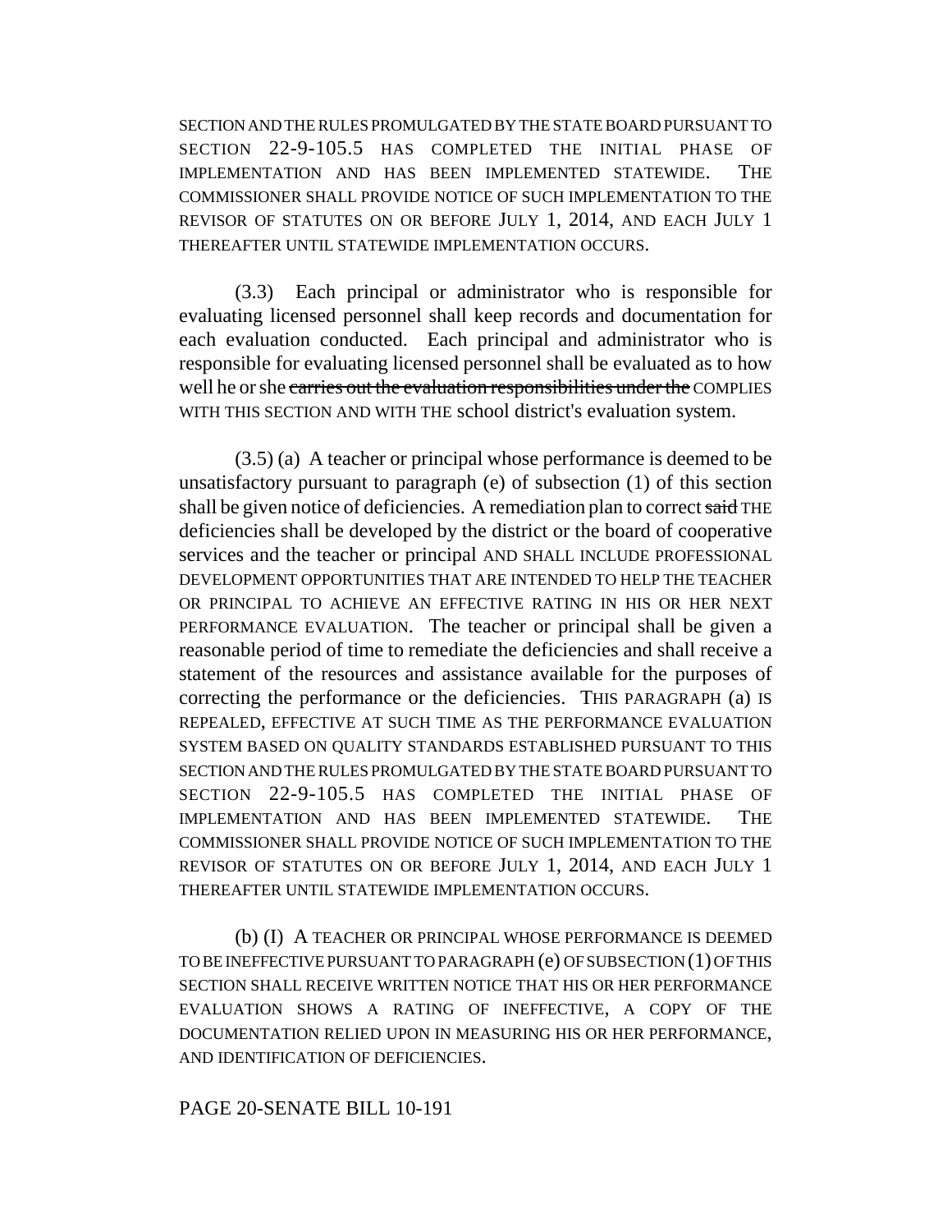SECTION AND THE RULES PROMULGATED BY THE STATE BOARD PURSUANT TO SECTION 22-9-105.5 HAS COMPLETED THE INITIAL PHASE OF IMPLEMENTATION AND HAS BEEN IMPLEMENTED STATEWIDE. THE COMMISSIONER SHALL PROVIDE NOTICE OF SUCH IMPLEMENTATION TO THE REVISOR OF STATUTES ON OR BEFORE JULY 1, 2014, AND EACH JULY 1 THEREAFTER UNTIL STATEWIDE IMPLEMENTATION OCCURS.

(3.3) Each principal or administrator who is responsible for evaluating licensed personnel shall keep records and documentation for each evaluation conducted. Each principal and administrator who is responsible for evaluating licensed personnel shall be evaluated as to how well he or she ~~carries out the evaluation responsibilities under the~~ COMPLIES WITH THIS SECTION AND WITH THE school district's evaluation system.

(3.5) (a) A teacher or principal whose performance is deemed to be unsatisfactory pursuant to paragraph (e) of subsection (1) of this section shall be given notice of deficiencies. A remediation plan to correct ~~said~~ THE deficiencies shall be developed by the district or the board of cooperative services and the teacher or principal AND SHALL INCLUDE PROFESSIONAL DEVELOPMENT OPPORTUNITIES THAT ARE INTENDED TO HELP THE TEACHER OR PRINCIPAL TO ACHIEVE AN EFFECTIVE RATING IN HIS OR HER NEXT PERFORMANCE EVALUATION. The teacher or principal shall be given a reasonable period of time to remediate the deficiencies and shall receive a statement of the resources and assistance available for the purposes of correcting the performance or the deficiencies. THIS PARAGRAPH (a) IS REPEALED, EFFECTIVE AT SUCH TIME AS THE PERFORMANCE EVALUATION SYSTEM BASED ON QUALITY STANDARDS ESTABLISHED PURSUANT TO THIS SECTION AND THE RULES PROMULGATED BY THE STATE BOARD PURSUANT TO SECTION 22-9-105.5 HAS COMPLETED THE INITIAL PHASE OF IMPLEMENTATION AND HAS BEEN IMPLEMENTED STATEWIDE. THE COMMISSIONER SHALL PROVIDE NOTICE OF SUCH IMPLEMENTATION TO THE REVISOR OF STATUTES ON OR BEFORE JULY 1, 2014, AND EACH JULY 1 THEREAFTER UNTIL STATEWIDE IMPLEMENTATION OCCURS.

(b) (I) A TEACHER OR PRINCIPAL WHOSE PERFORMANCE IS DEEMED TO BE INEFFECTIVE PURSUANT TO PARAGRAPH (e) OF SUBSECTION (1) OF THIS SECTION SHALL RECEIVE WRITTEN NOTICE THAT HIS OR HER PERFORMANCE EVALUATION SHOWS A RATING OF INEFFECTIVE, A COPY OF THE DOCUMENTATION RELIED UPON IN MEASURING HIS OR HER PERFORMANCE, AND IDENTIFICATION OF DEFICIENCIES.

PAGE 20-SENATE BILL 10-191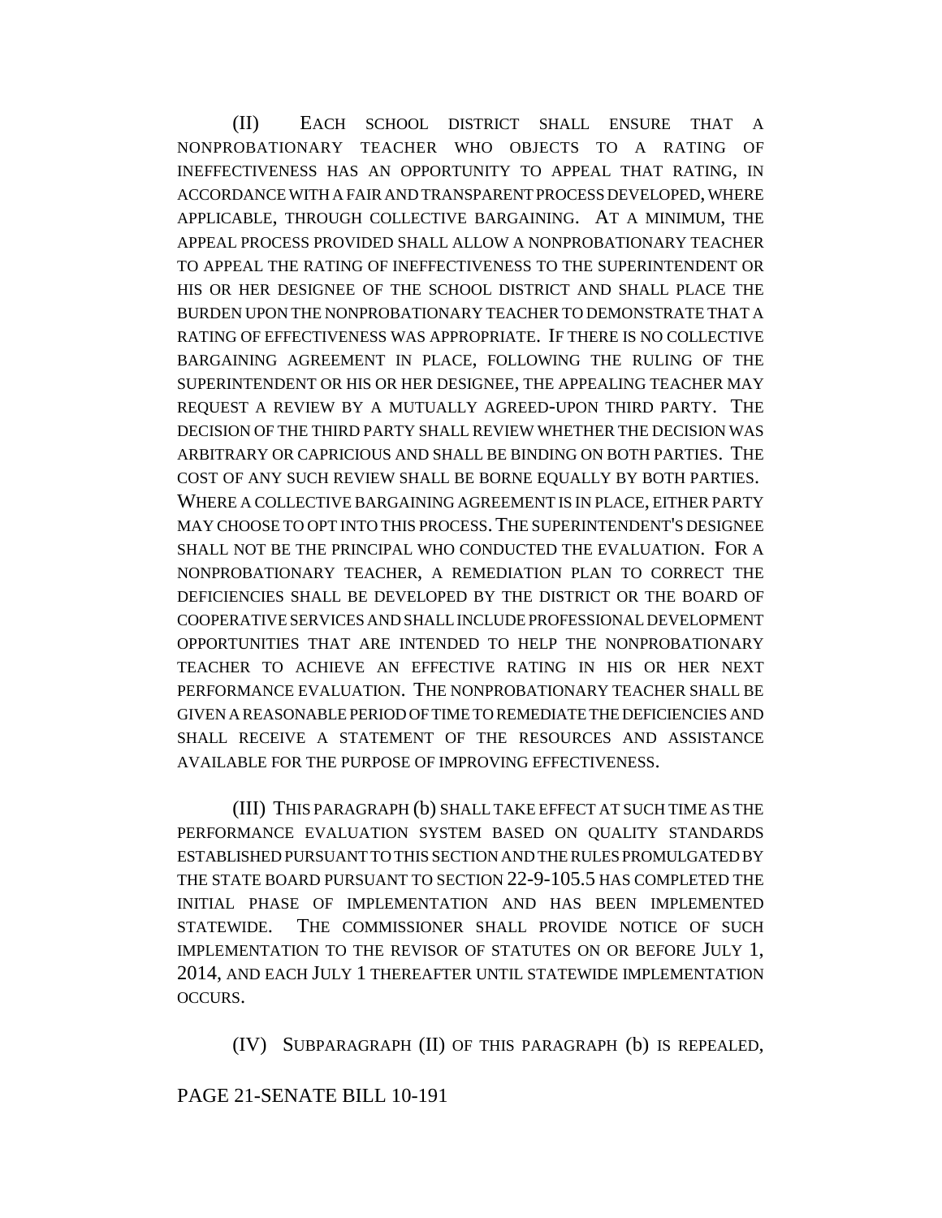(II) EACH SCHOOL DISTRICT SHALL ENSURE THAT A NONPROBATIONARY TEACHER WHO OBJECTS TO A RATING OF INEFFECTIVENESS HAS AN OPPORTUNITY TO APPEAL THAT RATING, IN ACCORDANCE WITH A FAIR AND TRANSPARENT PROCESS DEVELOPED, WHERE APPLICABLE, THROUGH COLLECTIVE BARGAINING. AT A MINIMUM, THE APPEAL PROCESS PROVIDED SHALL ALLOW A NONPROBATIONARY TEACHER TO APPEAL THE RATING OF INEFFECTIVENESS TO THE SUPERINTENDENT OR HIS OR HER DESIGNEE OF THE SCHOOL DISTRICT AND SHALL PLACE THE BURDEN UPON THE NONPROBATIONARY TEACHER TO DEMONSTRATE THAT A RATING OF EFFECTIVENESS WAS APPROPRIATE. IF THERE IS NO COLLECTIVE BARGAINING AGREEMENT IN PLACE, FOLLOWING THE RULING OF THE SUPERINTENDENT OR HIS OR HER DESIGNEE, THE APPEALING TEACHER MAY REQUEST A REVIEW BY A MUTUALLY AGREED-UPON THIRD PARTY. THE DECISION OF THE THIRD PARTY SHALL REVIEW WHETHER THE DECISION WAS ARBITRARY OR CAPRICIOUS AND SHALL BE BINDING ON BOTH PARTIES. THE COST OF ANY SUCH REVIEW SHALL BE BORNE EQUALLY BY BOTH PARTIES. WHERE A COLLECTIVE BARGAINING AGREEMENT IS IN PLACE, EITHER PARTY MAY CHOOSE TO OPT INTO THIS PROCESS. THE SUPERINTENDENT'S DESIGNEE SHALL NOT BE THE PRINCIPAL WHO CONDUCTED THE EVALUATION. FOR A NONPROBATIONARY TEACHER, A REMEDIATION PLAN TO CORRECT THE DEFICIENCIES SHALL BE DEVELOPED BY THE DISTRICT OR THE BOARD OF COOPERATIVE SERVICES AND SHALL INCLUDE PROFESSIONAL DEVELOPMENT OPPORTUNITIES THAT ARE INTENDED TO HELP THE NONPROBATIONARY TEACHER TO ACHIEVE AN EFFECTIVE RATING IN HIS OR HER NEXT PERFORMANCE EVALUATION. THE NONPROBATIONARY TEACHER SHALL BE GIVEN A REASONABLE PERIOD OF TIME TO REMEDIATE THE DEFICIENCIES AND SHALL RECEIVE A STATEMENT OF THE RESOURCES AND ASSISTANCE AVAILABLE FOR THE PURPOSE OF IMPROVING EFFECTIVENESS.

(III) THIS PARAGRAPH (b) SHALL TAKE EFFECT AT SUCH TIME AS THE PERFORMANCE EVALUATION SYSTEM BASED ON QUALITY STANDARDS ESTABLISHED PURSUANT TO THIS SECTION AND THE RULES PROMULGATED BY THE STATE BOARD PURSUANT TO SECTION 22-9-105.5 HAS COMPLETED THE INITIAL PHASE OF IMPLEMENTATION AND HAS BEEN IMPLEMENTED STATEWIDE. THE COMMISSIONER SHALL PROVIDE NOTICE OF SUCH IMPLEMENTATION TO THE REVISOR OF STATUTES ON OR BEFORE JULY 1, 2014, AND EACH JULY 1 THEREAFTER UNTIL STATEWIDE IMPLEMENTATION OCCURS.

(IV) SUBPARAGRAPH (II) OF THIS PARAGRAPH (b) IS REPEALED,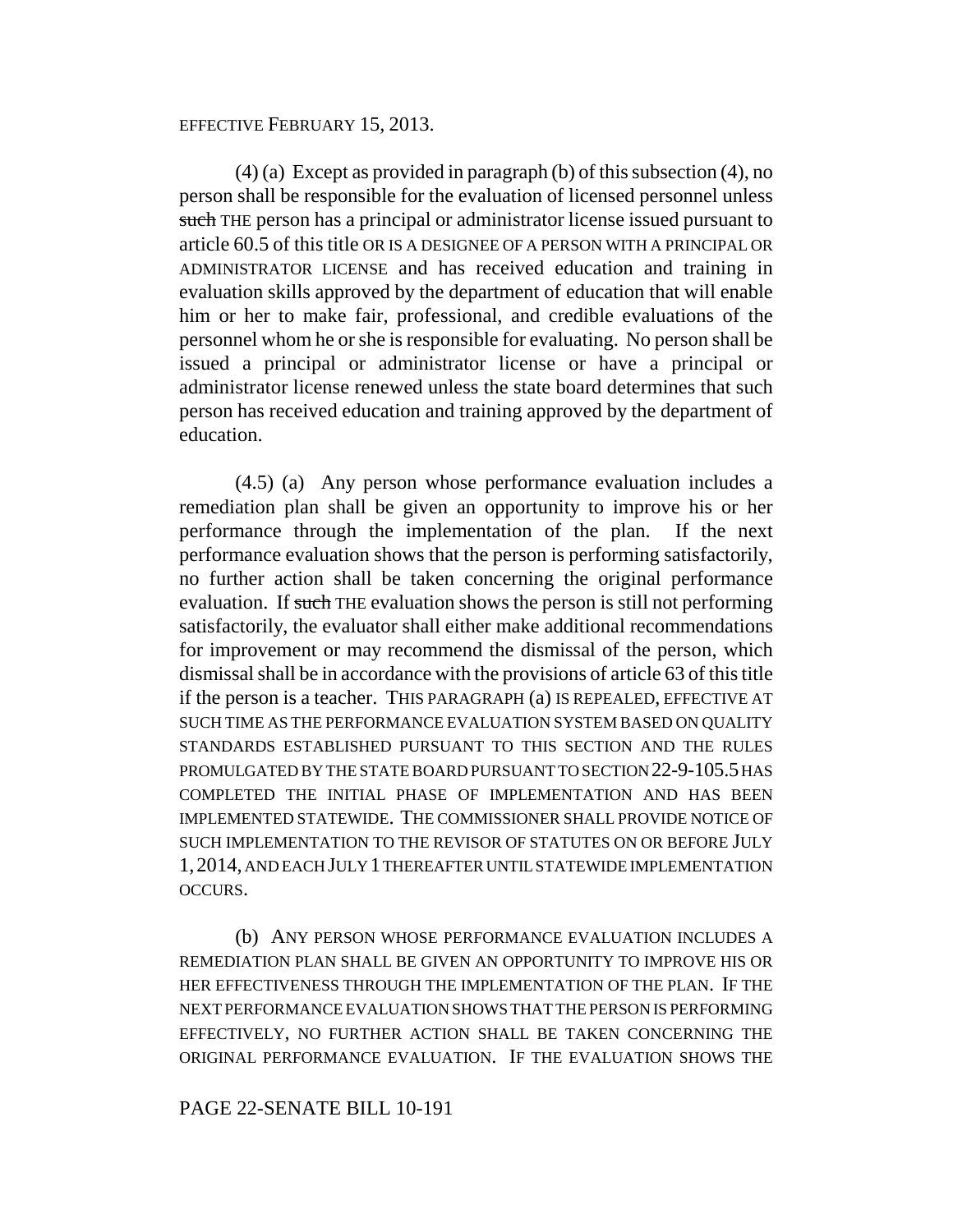EFFECTIVE FEBRUARY 15, 2013.

(4) (a) Except as provided in paragraph (b) of this subsection (4), no person shall be responsible for the evaluation of licensed personnel unless ~~such~~ THE person has a principal or administrator license issued pursuant to article 60.5 of this title OR IS A DESIGNEE OF A PERSON WITH A PRINCIPAL OR ADMINISTRATOR LICENSE and has received education and training in evaluation skills approved by the department of education that will enable him or her to make fair, professional, and credible evaluations of the personnel whom he or she is responsible for evaluating. No person shall be issued a principal or administrator license or have a principal or administrator license renewed unless the state board determines that such person has received education and training approved by the department of education.

(4.5) (a) Any person whose performance evaluation includes a remediation plan shall be given an opportunity to improve his or her performance through the implementation of the plan. If the next performance evaluation shows that the person is performing satisfactorily, no further action shall be taken concerning the original performance evaluation. If ~~such~~ THE evaluation shows the person is still not performing satisfactorily, the evaluator shall either make additional recommendations for improvement or may recommend the dismissal of the person, which dismissal shall be in accordance with the provisions of article 63 of this title if the person is a teacher. THIS PARAGRAPH (a) IS REPEALED, EFFECTIVE AT SUCH TIME AS THE PERFORMANCE EVALUATION SYSTEM BASED ON QUALITY STANDARDS ESTABLISHED PURSUANT TO THIS SECTION AND THE RULES PROMULGATED BY THE STATE BOARD PURSUANT TO SECTION 22-9-105.5 HAS COMPLETED THE INITIAL PHASE OF IMPLEMENTATION AND HAS BEEN IMPLEMENTED STATEWIDE. THE COMMISSIONER SHALL PROVIDE NOTICE OF SUCH IMPLEMENTATION TO THE REVISOR OF STATUTES ON OR BEFORE JULY 1, 2014, AND EACH JULY 1 THEREAFTER UNTIL STATEWIDE IMPLEMENTATION OCCURS.

(b) ANY PERSON WHOSE PERFORMANCE EVALUATION INCLUDES A REMEDIATION PLAN SHALL BE GIVEN AN OPPORTUNITY TO IMPROVE HIS OR HER EFFECTIVENESS THROUGH THE IMPLEMENTATION OF THE PLAN. IF THE NEXT PERFORMANCE EVALUATION SHOWS THAT THE PERSON IS PERFORMING EFFECTIVELY, NO FURTHER ACTION SHALL BE TAKEN CONCERNING THE ORIGINAL PERFORMANCE EVALUATION. IF THE EVALUATION SHOWS THE

PAGE 22-SENATE BILL 10-191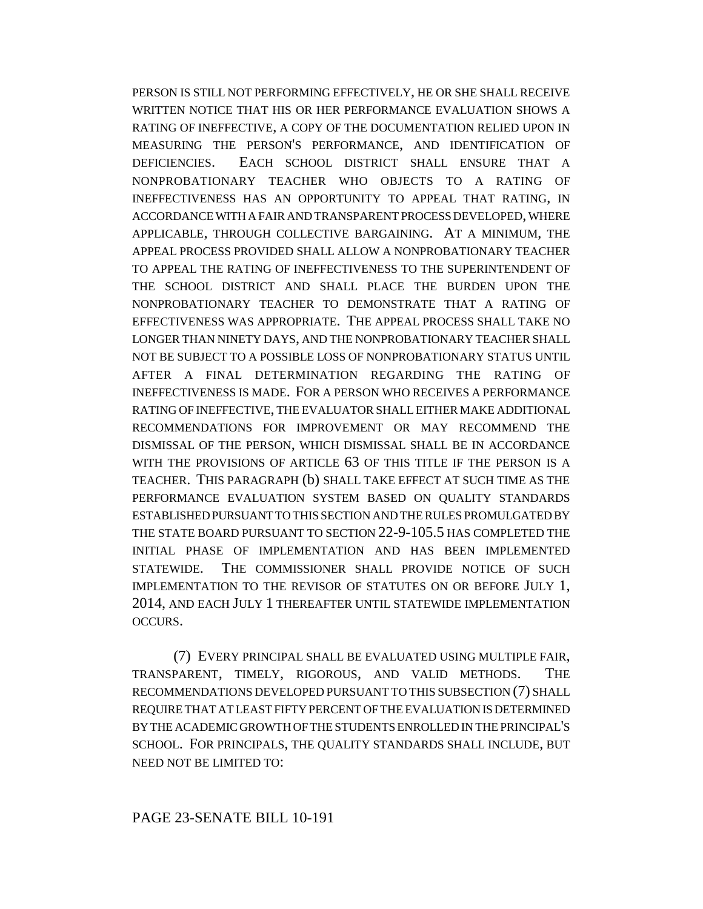PERSON IS STILL NOT PERFORMING EFFECTIVELY, HE OR SHE SHALL RECEIVE WRITTEN NOTICE THAT HIS OR HER PERFORMANCE EVALUATION SHOWS A RATING OF INEFFECTIVE, A COPY OF THE DOCUMENTATION RELIED UPON IN MEASURING THE PERSON'S PERFORMANCE, AND IDENTIFICATION OF DEFICIENCIES. EACH SCHOOL DISTRICT SHALL ENSURE THAT A NONPROBATIONARY TEACHER WHO OBJECTS TO A RATING OF INEFFECTIVENESS HAS AN OPPORTUNITY TO APPEAL THAT RATING, IN ACCORDANCE WITH A FAIR AND TRANSPARENT PROCESS DEVELOPED, WHERE APPLICABLE, THROUGH COLLECTIVE BARGAINING. AT A MINIMUM, THE APPEAL PROCESS PROVIDED SHALL ALLOW A NONPROBATIONARY TEACHER TO APPEAL THE RATING OF INEFFECTIVENESS TO THE SUPERINTENDENT OF THE SCHOOL DISTRICT AND SHALL PLACE THE BURDEN UPON THE NONPROBATIONARY TEACHER TO DEMONSTRATE THAT A RATING OF EFFECTIVENESS WAS APPROPRIATE. THE APPEAL PROCESS SHALL TAKE NO LONGER THAN NINETY DAYS, AND THE NONPROBATIONARY TEACHER SHALL NOT BE SUBJECT TO A POSSIBLE LOSS OF NONPROBATIONARY STATUS UNTIL AFTER A FINAL DETERMINATION REGARDING THE RATING OF INEFFECTIVENESS IS MADE. FOR A PERSON WHO RECEIVES A PERFORMANCE RATING OF INEFFECTIVE, THE EVALUATOR SHALL EITHER MAKE ADDITIONAL RECOMMENDATIONS FOR IMPROVEMENT OR MAY RECOMMEND THE DISMISSAL OF THE PERSON, WHICH DISMISSAL SHALL BE IN ACCORDANCE WITH THE PROVISIONS OF ARTICLE 63 OF THIS TITLE IF THE PERSON IS A TEACHER. THIS PARAGRAPH (b) SHALL TAKE EFFECT AT SUCH TIME AS THE PERFORMANCE EVALUATION SYSTEM BASED ON QUALITY STANDARDS ESTABLISHED PURSUANT TO THIS SECTION AND THE RULES PROMULGATED BY THE STATE BOARD PURSUANT TO SECTION 22-9-105.5 HAS COMPLETED THE INITIAL PHASE OF IMPLEMENTATION AND HAS BEEN IMPLEMENTED STATEWIDE. THE COMMISSIONER SHALL PROVIDE NOTICE OF SUCH IMPLEMENTATION TO THE REVISOR OF STATUTES ON OR BEFORE JULY 1, 2014, AND EACH JULY 1 THEREAFTER UNTIL STATEWIDE IMPLEMENTATION OCCURS.

(7) EVERY PRINCIPAL SHALL BE EVALUATED USING MULTIPLE FAIR, TRANSPARENT, TIMELY, RIGOROUS, AND VALID METHODS. THE RECOMMENDATIONS DEVELOPED PURSUANT TO THIS SUBSECTION (7) SHALL REQUIRE THAT AT LEAST FIFTY PERCENT OF THE EVALUATION IS DETERMINED BY THE ACADEMIC GROWTH OF THE STUDENTS ENROLLED IN THE PRINCIPAL'S SCHOOL. FOR PRINCIPALS, THE QUALITY STANDARDS SHALL INCLUDE, BUT NEED NOT BE LIMITED TO: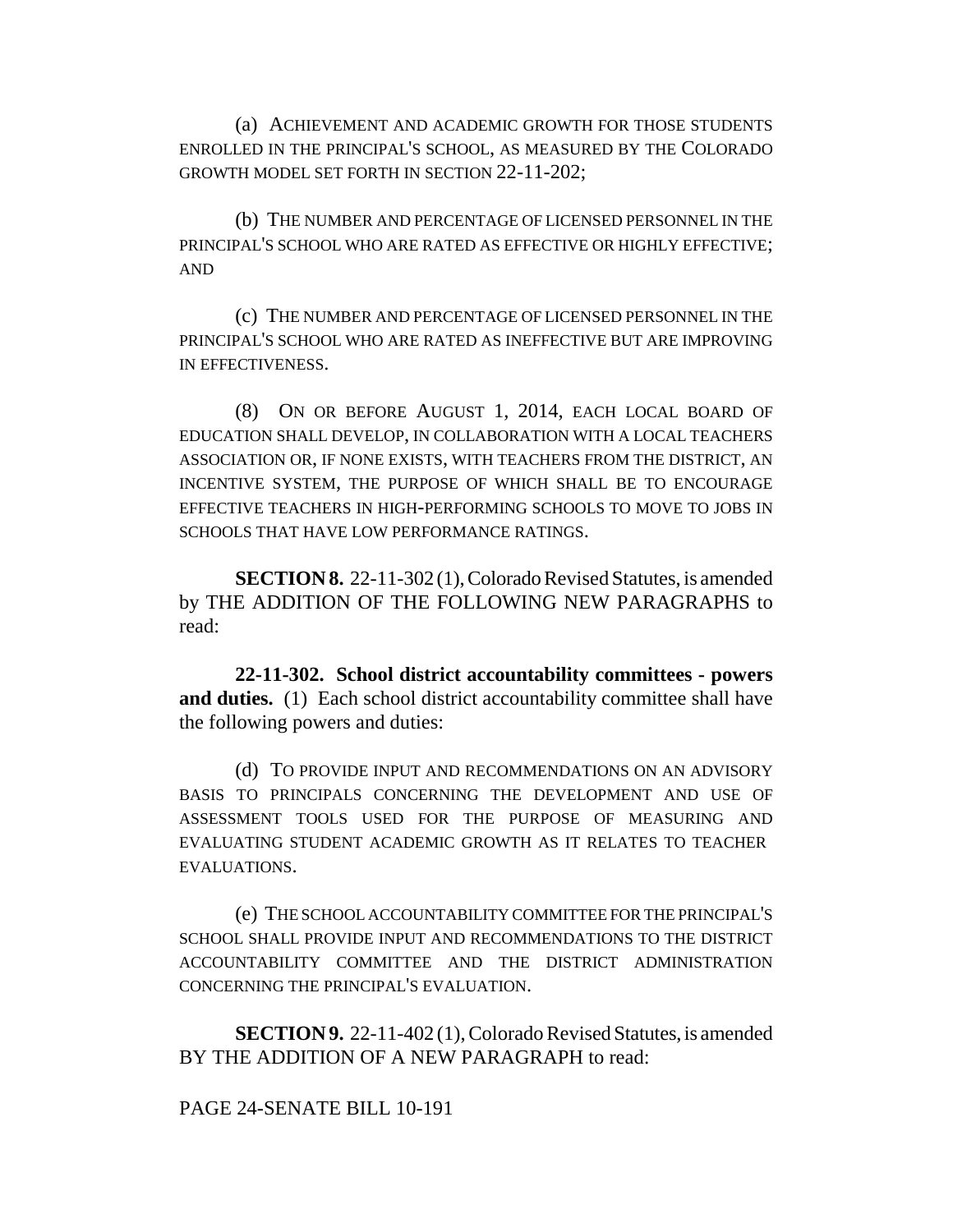(a) ACHIEVEMENT AND ACADEMIC GROWTH FOR THOSE STUDENTS ENROLLED IN THE PRINCIPAL'S SCHOOL, AS MEASURED BY THE COLORADO GROWTH MODEL SET FORTH IN SECTION 22-11-202;

(b) THE NUMBER AND PERCENTAGE OF LICENSED PERSONNEL IN THE PRINCIPAL'S SCHOOL WHO ARE RATED AS EFFECTIVE OR HIGHLY EFFECTIVE; AND

(c) THE NUMBER AND PERCENTAGE OF LICENSED PERSONNEL IN THE PRINCIPAL'S SCHOOL WHO ARE RATED AS INEFFECTIVE BUT ARE IMPROVING IN EFFECTIVENESS.

(8) ON OR BEFORE AUGUST 1, 2014, EACH LOCAL BOARD OF EDUCATION SHALL DEVELOP, IN COLLABORATION WITH A LOCAL TEACHERS ASSOCIATION OR, IF NONE EXISTS, WITH TEACHERS FROM THE DISTRICT, AN INCENTIVE SYSTEM, THE PURPOSE OF WHICH SHALL BE TO ENCOURAGE EFFECTIVE TEACHERS IN HIGH-PERFORMING SCHOOLS TO MOVE TO JOBS IN SCHOOLS THAT HAVE LOW PERFORMANCE RATINGS.

**SECTION 8.** 22-11-302 (1), Colorado Revised Statutes, is amended by THE ADDITION OF THE FOLLOWING NEW PARAGRAPHS to read:

**22-11-302. School district accountability committees - powers and duties.** (1) Each school district accountability committee shall have the following powers and duties:

(d) TO PROVIDE INPUT AND RECOMMENDATIONS ON AN ADVISORY BASIS TO PRINCIPALS CONCERNING THE DEVELOPMENT AND USE OF ASSESSMENT TOOLS USED FOR THE PURPOSE OF MEASURING AND EVALUATING STUDENT ACADEMIC GROWTH AS IT RELATES TO TEACHER EVALUATIONS.

(e) THE SCHOOL ACCOUNTABILITY COMMITTEE FOR THE PRINCIPAL'S SCHOOL SHALL PROVIDE INPUT AND RECOMMENDATIONS TO THE DISTRICT ACCOUNTABILITY COMMITTEE AND THE DISTRICT ADMINISTRATION CONCERNING THE PRINCIPAL'S EVALUATION.

**SECTION 9.** 22-11-402 (1), Colorado Revised Statutes, is amended BY THE ADDITION OF A NEW PARAGRAPH to read: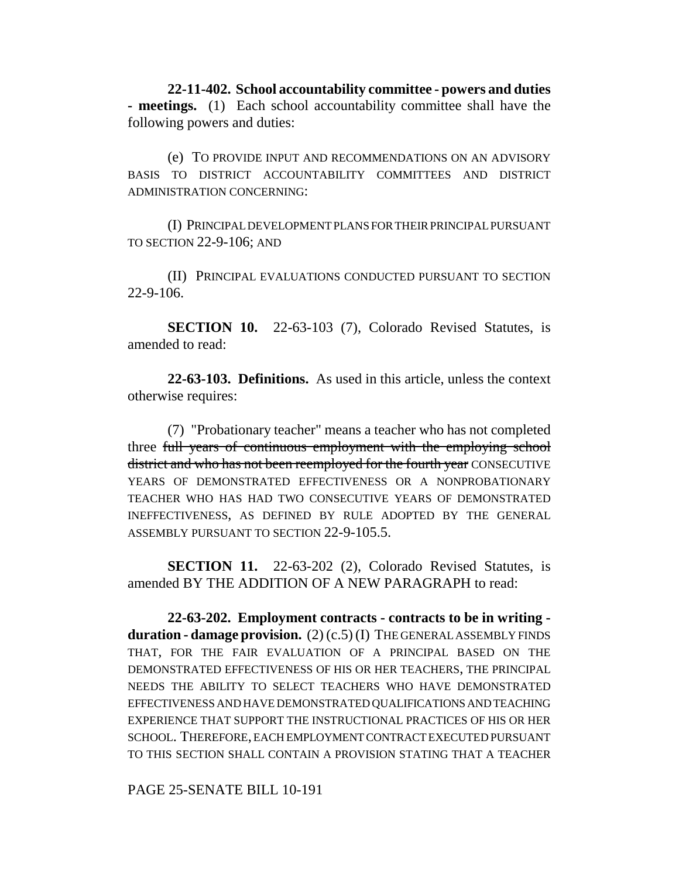**22-11-402. School accountability committee - powers and duties - meetings.** (1) Each school accountability committee shall have the following powers and duties:

(e) TO PROVIDE INPUT AND RECOMMENDATIONS ON AN ADVISORY BASIS TO DISTRICT ACCOUNTABILITY COMMITTEES AND DISTRICT ADMINISTRATION CONCERNING:

(I) PRINCIPAL DEVELOPMENT PLANS FOR THEIR PRINCIPAL PURSUANT TO SECTION 22-9-106; AND

(II) PRINCIPAL EVALUATIONS CONDUCTED PURSUANT TO SECTION 22-9-106.

**SECTION 10.** 22-63-103 (7), Colorado Revised Statutes, is amended to read:

**22-63-103. Definitions.** As used in this article, unless the context otherwise requires:

(7) "Probationary teacher" means a teacher who has not completed three ~~full years of continuous employment with the employing school district and who has not been reemployed for the fourth year~~ CONSECUTIVE YEARS OF DEMONSTRATED EFFECTIVENESS OR A NONPROBATIONARY TEACHER WHO HAS HAD TWO CONSECUTIVE YEARS OF DEMONSTRATED INEFFECTIVENESS, AS DEFINED BY RULE ADOPTED BY THE GENERAL ASSEMBLY PURSUANT TO SECTION 22-9-105.5.

**SECTION 11.** 22-63-202 (2), Colorado Revised Statutes, is amended BY THE ADDITION OF A NEW PARAGRAPH to read:

**22-63-202. Employment contracts - contracts to be in writing - duration - damage provision.** (2) (c.5) (I) THE GENERAL ASSEMBLY FINDS THAT, FOR THE FAIR EVALUATION OF A PRINCIPAL BASED ON THE DEMONSTRATED EFFECTIVENESS OF HIS OR HER TEACHERS, THE PRINCIPAL NEEDS THE ABILITY TO SELECT TEACHERS WHO HAVE DEMONSTRATED EFFECTIVENESS AND HAVE DEMONSTRATED QUALIFICATIONS AND TEACHING EXPERIENCE THAT SUPPORT THE INSTRUCTIONAL PRACTICES OF HIS OR HER SCHOOL. THEREFORE, EACH EMPLOYMENT CONTRACT EXECUTED PURSUANT TO THIS SECTION SHALL CONTAIN A PROVISION STATING THAT A TEACHER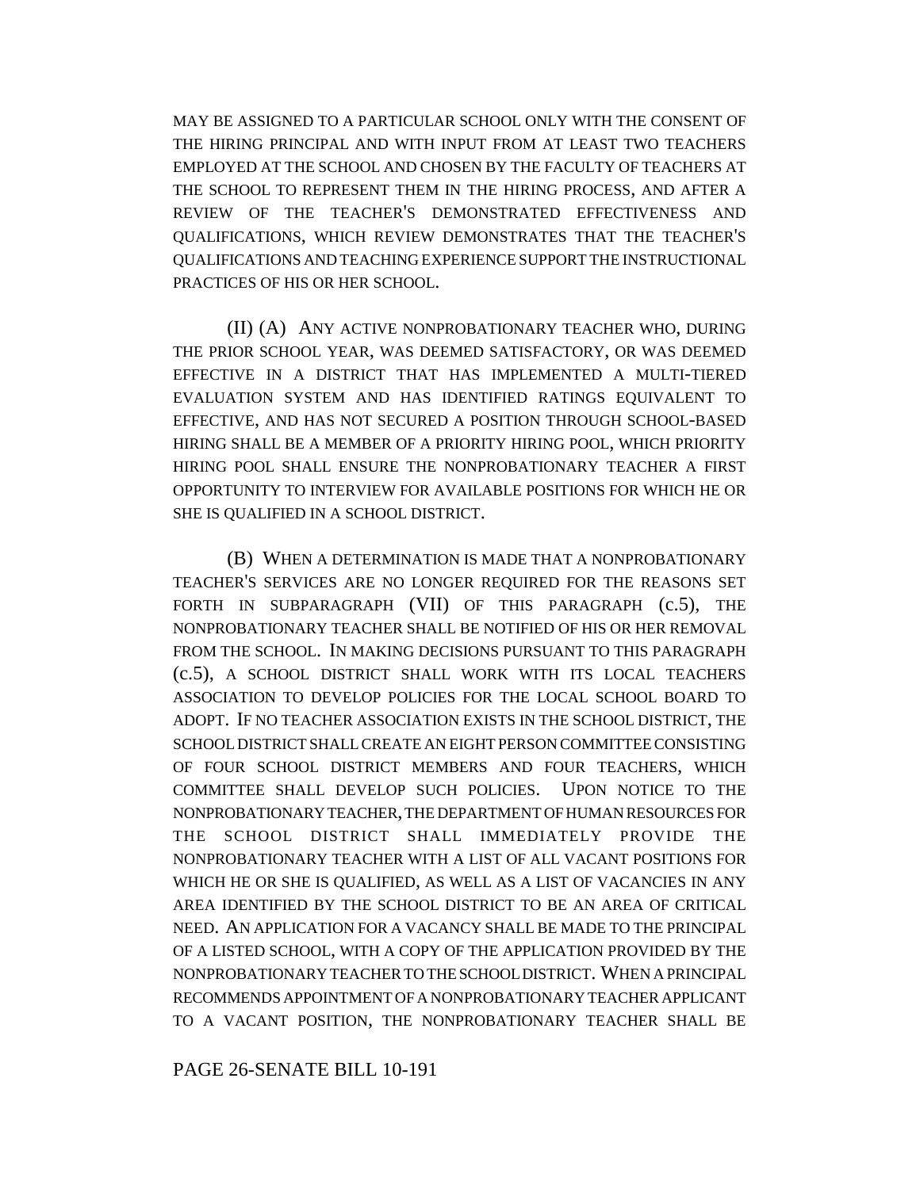MAY BE ASSIGNED TO A PARTICULAR SCHOOL ONLY WITH THE CONSENT OF THE HIRING PRINCIPAL AND WITH INPUT FROM AT LEAST TWO TEACHERS EMPLOYED AT THE SCHOOL AND CHOSEN BY THE FACULTY OF TEACHERS AT THE SCHOOL TO REPRESENT THEM IN THE HIRING PROCESS, AND AFTER A REVIEW OF THE TEACHER'S DEMONSTRATED EFFECTIVENESS AND QUALIFICATIONS, WHICH REVIEW DEMONSTRATES THAT THE TEACHER'S QUALIFICATIONS AND TEACHING EXPERIENCE SUPPORT THE INSTRUCTIONAL PRACTICES OF HIS OR HER SCHOOL.

(II) (A) ANY ACTIVE NONPROBATIONARY TEACHER WHO, DURING THE PRIOR SCHOOL YEAR, WAS DEEMED SATISFACTORY, OR WAS DEEMED EFFECTIVE IN A DISTRICT THAT HAS IMPLEMENTED A MULTI-TIERED EVALUATION SYSTEM AND HAS IDENTIFIED RATINGS EQUIVALENT TO EFFECTIVE, AND HAS NOT SECURED A POSITION THROUGH SCHOOL-BASED HIRING SHALL BE A MEMBER OF A PRIORITY HIRING POOL, WHICH PRIORITY HIRING POOL SHALL ENSURE THE NONPROBATIONARY TEACHER A FIRST OPPORTUNITY TO INTERVIEW FOR AVAILABLE POSITIONS FOR WHICH HE OR SHE IS QUALIFIED IN A SCHOOL DISTRICT.

(B) WHEN A DETERMINATION IS MADE THAT A NONPROBATIONARY TEACHER'S SERVICES ARE NO LONGER REQUIRED FOR THE REASONS SET FORTH IN SUBPARAGRAPH (VII) OF THIS PARAGRAPH (c.5), THE NONPROBATIONARY TEACHER SHALL BE NOTIFIED OF HIS OR HER REMOVAL FROM THE SCHOOL. IN MAKING DECISIONS PURSUANT TO THIS PARAGRAPH (c.5), A SCHOOL DISTRICT SHALL WORK WITH ITS LOCAL TEACHERS ASSOCIATION TO DEVELOP POLICIES FOR THE LOCAL SCHOOL BOARD TO ADOPT. IF NO TEACHER ASSOCIATION EXISTS IN THE SCHOOL DISTRICT, THE SCHOOL DISTRICT SHALL CREATE AN EIGHT PERSON COMMITTEE CONSISTING OF FOUR SCHOOL DISTRICT MEMBERS AND FOUR TEACHERS, WHICH COMMITTEE SHALL DEVELOP SUCH POLICIES. UPON NOTICE TO THE NONPROBATIONARY TEACHER, THE DEPARTMENT OF HUMAN RESOURCES FOR THE SCHOOL DISTRICT SHALL IMMEDIATELY PROVIDE THE NONPROBATIONARY TEACHER WITH A LIST OF ALL VACANT POSITIONS FOR WHICH HE OR SHE IS QUALIFIED, AS WELL AS A LIST OF VACANCIES IN ANY AREA IDENTIFIED BY THE SCHOOL DISTRICT TO BE AN AREA OF CRITICAL NEED. AN APPLICATION FOR A VACANCY SHALL BE MADE TO THE PRINCIPAL OF A LISTED SCHOOL, WITH A COPY OF THE APPLICATION PROVIDED BY THE NONPROBATIONARY TEACHER TO THE SCHOOL DISTRICT. WHEN A PRINCIPAL RECOMMENDS APPOINTMENT OF A NONPROBATIONARY TEACHER APPLICANT TO A VACANT POSITION, THE NONPROBATIONARY TEACHER SHALL BE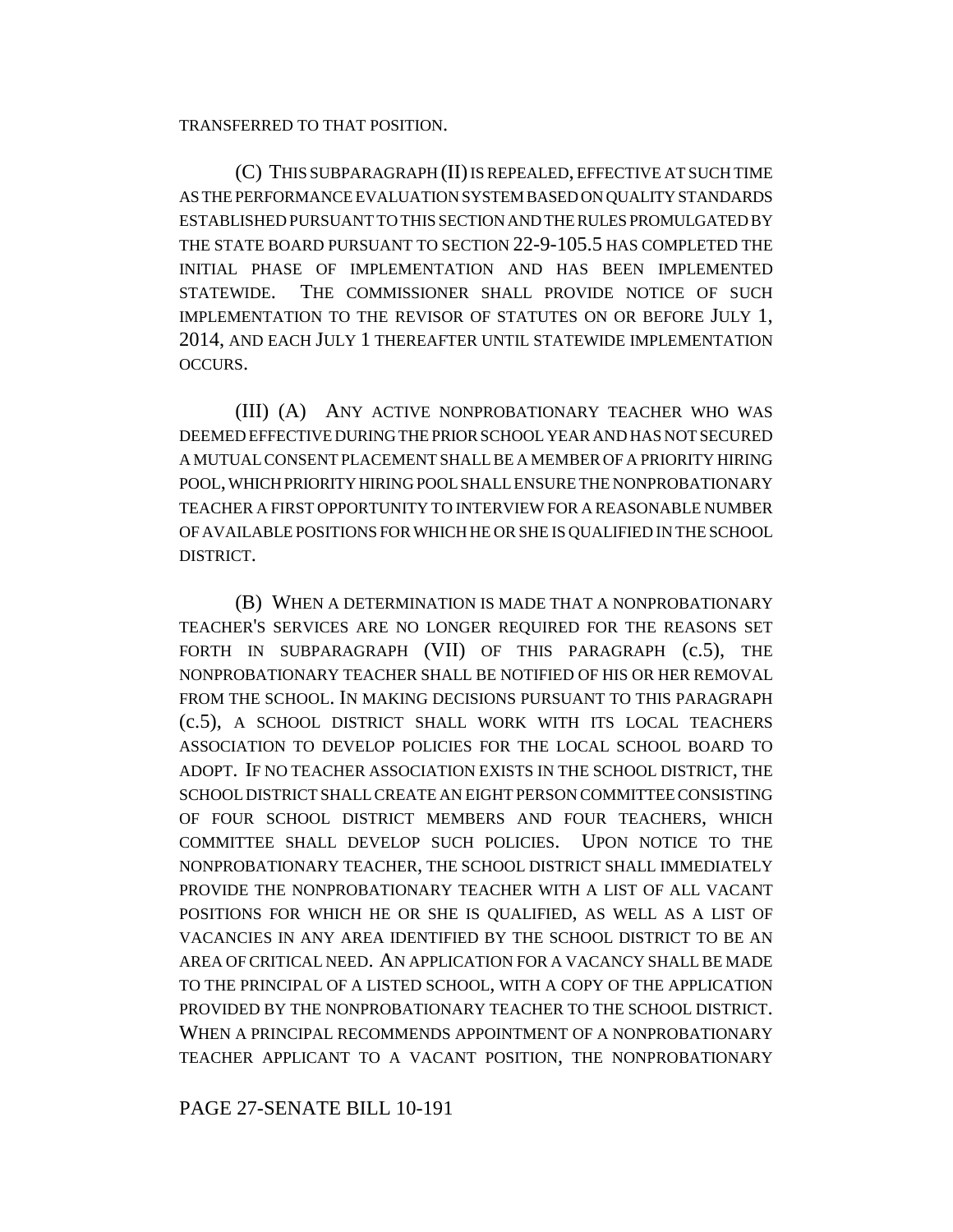TRANSFERRED TO THAT POSITION.

(C) THIS SUBPARAGRAPH (II) IS REPEALED, EFFECTIVE AT SUCH TIME AS THE PERFORMANCE EVALUATION SYSTEM BASED ON QUALITY STANDARDS ESTABLISHED PURSUANT TO THIS SECTION AND THE RULES PROMULGATED BY THE STATE BOARD PURSUANT TO SECTION 22-9-105.5 HAS COMPLETED THE INITIAL PHASE OF IMPLEMENTATION AND HAS BEEN IMPLEMENTED STATEWIDE. THE COMMISSIONER SHALL PROVIDE NOTICE OF SUCH IMPLEMENTATION TO THE REVISOR OF STATUTES ON OR BEFORE JULY 1, 2014, AND EACH JULY 1 THEREAFTER UNTIL STATEWIDE IMPLEMENTATION OCCURS.

(III) (A) ANY ACTIVE NONPROBATIONARY TEACHER WHO WAS DEEMED EFFECTIVE DURING THE PRIOR SCHOOL YEAR AND HAS NOT SECURED A MUTUAL CONSENT PLACEMENT SHALL BE A MEMBER OF A PRIORITY HIRING POOL, WHICH PRIORITY HIRING POOL SHALL ENSURE THE NONPROBATIONARY TEACHER A FIRST OPPORTUNITY TO INTERVIEW FOR A REASONABLE NUMBER OF AVAILABLE POSITIONS FOR WHICH HE OR SHE IS QUALIFIED IN THE SCHOOL DISTRICT.

(B) WHEN A DETERMINATION IS MADE THAT A NONPROBATIONARY TEACHER'S SERVICES ARE NO LONGER REQUIRED FOR THE REASONS SET FORTH IN SUBPARAGRAPH (VII) OF THIS PARAGRAPH (c.5), THE NONPROBATIONARY TEACHER SHALL BE NOTIFIED OF HIS OR HER REMOVAL FROM THE SCHOOL. IN MAKING DECISIONS PURSUANT TO THIS PARAGRAPH (c.5), A SCHOOL DISTRICT SHALL WORK WITH ITS LOCAL TEACHERS ASSOCIATION TO DEVELOP POLICIES FOR THE LOCAL SCHOOL BOARD TO ADOPT. IF NO TEACHER ASSOCIATION EXISTS IN THE SCHOOL DISTRICT, THE SCHOOL DISTRICT SHALL CREATE AN EIGHT PERSON COMMITTEE CONSISTING OF FOUR SCHOOL DISTRICT MEMBERS AND FOUR TEACHERS, WHICH COMMITTEE SHALL DEVELOP SUCH POLICIES. UPON NOTICE TO THE NONPROBATIONARY TEACHER, THE SCHOOL DISTRICT SHALL IMMEDIATELY PROVIDE THE NONPROBATIONARY TEACHER WITH A LIST OF ALL VACANT POSITIONS FOR WHICH HE OR SHE IS QUALIFIED, AS WELL AS A LIST OF VACANCIES IN ANY AREA IDENTIFIED BY THE SCHOOL DISTRICT TO BE AN AREA OF CRITICAL NEED. AN APPLICATION FOR A VACANCY SHALL BE MADE TO THE PRINCIPAL OF A LISTED SCHOOL, WITH A COPY OF THE APPLICATION PROVIDED BY THE NONPROBATIONARY TEACHER TO THE SCHOOL DISTRICT. WHEN A PRINCIPAL RECOMMENDS APPOINTMENT OF A NONPROBATIONARY TEACHER APPLICANT TO A VACANT POSITION, THE NONPROBATIONARY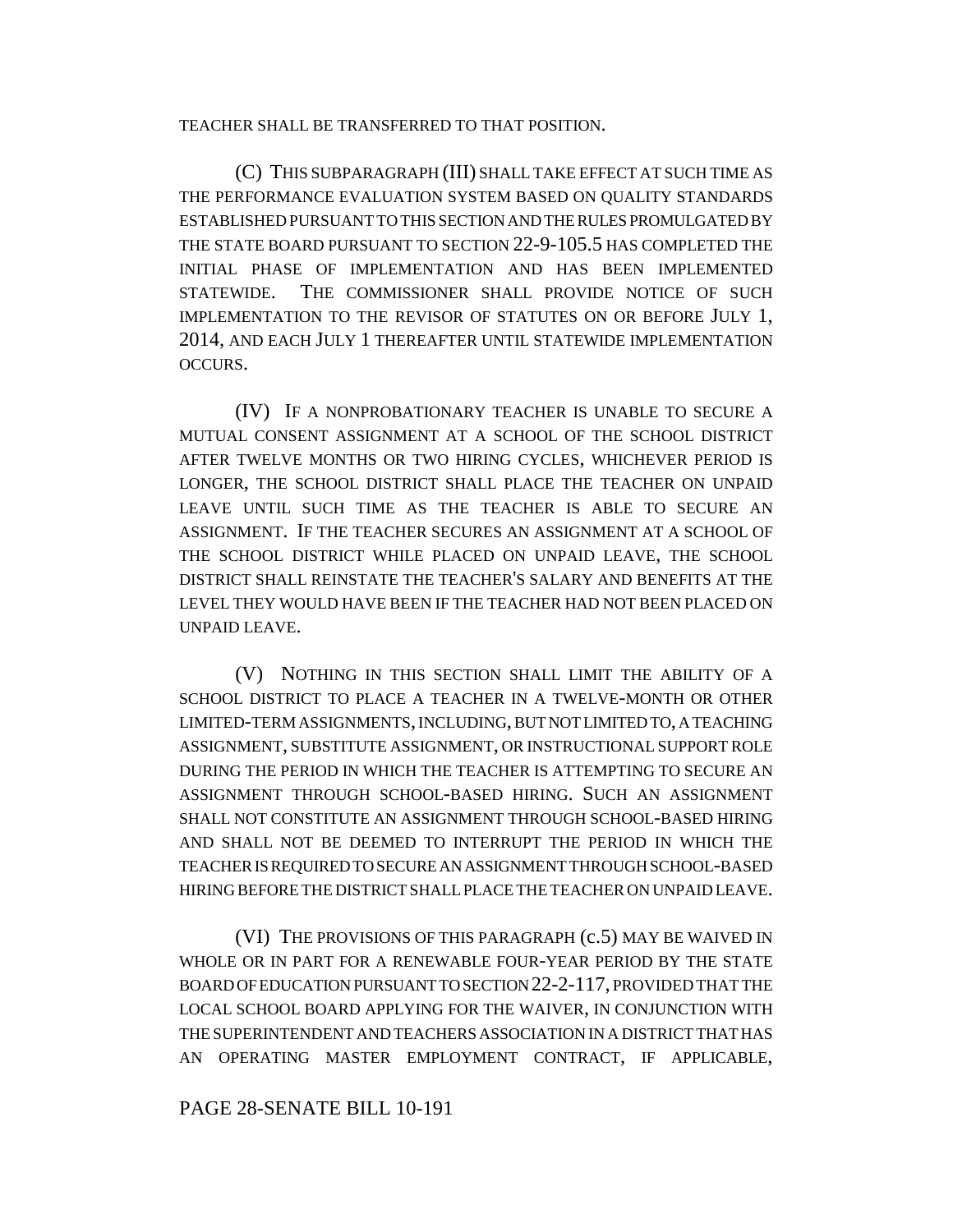TEACHER SHALL BE TRANSFERRED TO THAT POSITION.

(C) THIS SUBPARAGRAPH (III) SHALL TAKE EFFECT AT SUCH TIME AS THE PERFORMANCE EVALUATION SYSTEM BASED ON QUALITY STANDARDS ESTABLISHED PURSUANT TO THIS SECTION AND THE RULES PROMULGATED BY THE STATE BOARD PURSUANT TO SECTION 22-9-105.5 HAS COMPLETED THE INITIAL PHASE OF IMPLEMENTATION AND HAS BEEN IMPLEMENTED STATEWIDE. THE COMMISSIONER SHALL PROVIDE NOTICE OF SUCH IMPLEMENTATION TO THE REVISOR OF STATUTES ON OR BEFORE JULY 1, 2014, AND EACH JULY 1 THEREAFTER UNTIL STATEWIDE IMPLEMENTATION OCCURS.

(IV) IF A NONPROBATIONARY TEACHER IS UNABLE TO SECURE A MUTUAL CONSENT ASSIGNMENT AT A SCHOOL OF THE SCHOOL DISTRICT AFTER TWELVE MONTHS OR TWO HIRING CYCLES, WHICHEVER PERIOD IS LONGER, THE SCHOOL DISTRICT SHALL PLACE THE TEACHER ON UNPAID LEAVE UNTIL SUCH TIME AS THE TEACHER IS ABLE TO SECURE AN ASSIGNMENT. IF THE TEACHER SECURES AN ASSIGNMENT AT A SCHOOL OF THE SCHOOL DISTRICT WHILE PLACED ON UNPAID LEAVE, THE SCHOOL DISTRICT SHALL REINSTATE THE TEACHER'S SALARY AND BENEFITS AT THE LEVEL THEY WOULD HAVE BEEN IF THE TEACHER HAD NOT BEEN PLACED ON UNPAID LEAVE.

(V) NOTHING IN THIS SECTION SHALL LIMIT THE ABILITY OF A SCHOOL DISTRICT TO PLACE A TEACHER IN A TWELVE-MONTH OR OTHER LIMITED-TERM ASSIGNMENTS, INCLUDING, BUT NOT LIMITED TO, A TEACHING ASSIGNMENT, SUBSTITUTE ASSIGNMENT, OR INSTRUCTIONAL SUPPORT ROLE DURING THE PERIOD IN WHICH THE TEACHER IS ATTEMPTING TO SECURE AN ASSIGNMENT THROUGH SCHOOL-BASED HIRING. SUCH AN ASSIGNMENT SHALL NOT CONSTITUTE AN ASSIGNMENT THROUGH SCHOOL-BASED HIRING AND SHALL NOT BE DEEMED TO INTERRUPT THE PERIOD IN WHICH THE TEACHER IS REQUIRED TO SECURE AN ASSIGNMENT THROUGH SCHOOL-BASED HIRING BEFORE THE DISTRICT SHALL PLACE THE TEACHER ON UNPAID LEAVE.

(VI) THE PROVISIONS OF THIS PARAGRAPH (c.5) MAY BE WAIVED IN WHOLE OR IN PART FOR A RENEWABLE FOUR-YEAR PERIOD BY THE STATE BOARD OF EDUCATION PURSUANT TO SECTION 22-2-117, PROVIDED THAT THE LOCAL SCHOOL BOARD APPLYING FOR THE WAIVER, IN CONJUNCTION WITH THE SUPERINTENDENT AND TEACHERS ASSOCIATION IN A DISTRICT THAT HAS AN OPERATING MASTER EMPLOYMENT CONTRACT, IF APPLICABLE,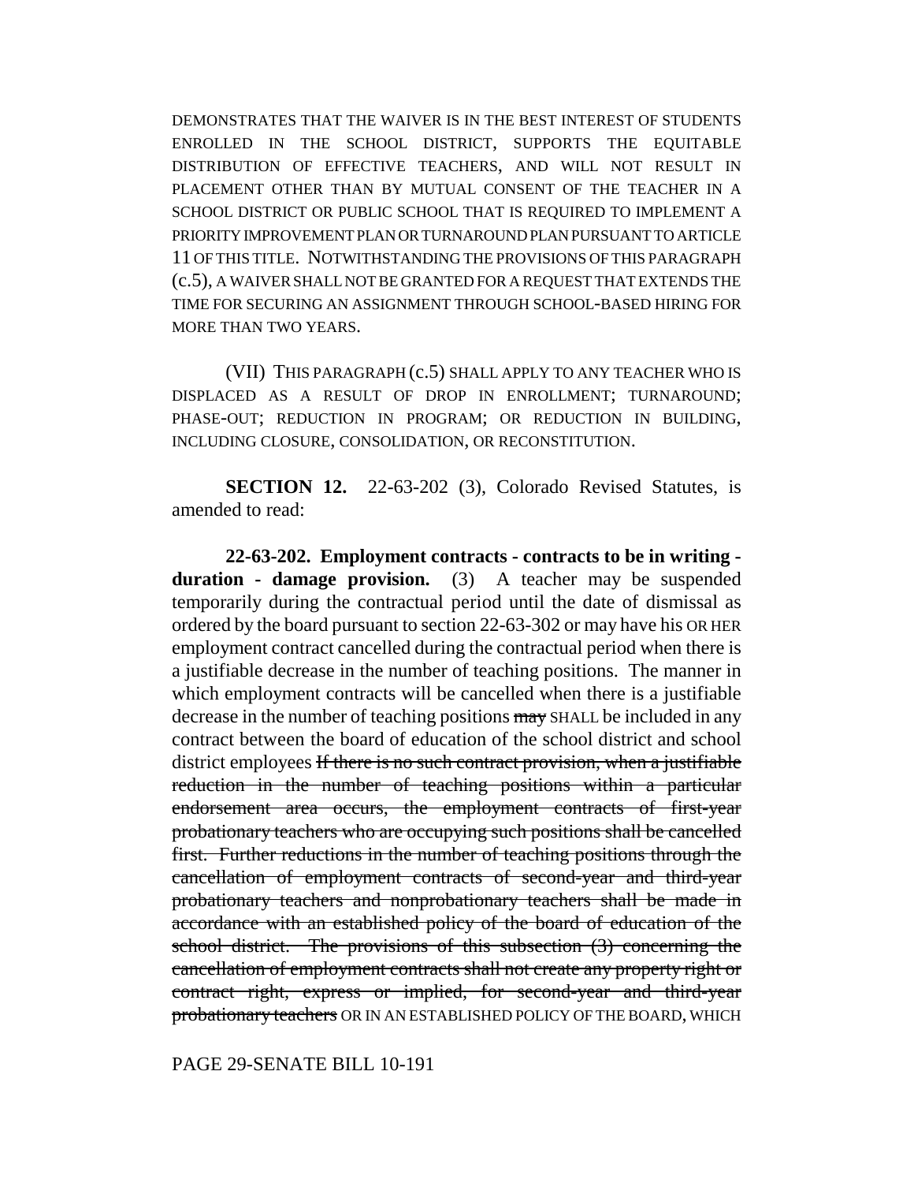DEMONSTRATES THAT THE WAIVER IS IN THE BEST INTEREST OF STUDENTS ENROLLED IN THE SCHOOL DISTRICT, SUPPORTS THE EQUITABLE DISTRIBUTION OF EFFECTIVE TEACHERS, AND WILL NOT RESULT IN PLACEMENT OTHER THAN BY MUTUAL CONSENT OF THE TEACHER IN A SCHOOL DISTRICT OR PUBLIC SCHOOL THAT IS REQUIRED TO IMPLEMENT A PRIORITY IMPROVEMENT PLAN OR TURNAROUND PLAN PURSUANT TO ARTICLE 11 OF THIS TITLE. NOTWITHSTANDING THE PROVISIONS OF THIS PARAGRAPH (c.5), A WAIVER SHALL NOT BE GRANTED FOR A REQUEST THAT EXTENDS THE TIME FOR SECURING AN ASSIGNMENT THROUGH SCHOOL-BASED HIRING FOR MORE THAN TWO YEARS.

(VII) THIS PARAGRAPH (c.5) SHALL APPLY TO ANY TEACHER WHO IS DISPLACED AS A RESULT OF DROP IN ENROLLMENT; TURNAROUND; PHASE-OUT; REDUCTION IN PROGRAM; OR REDUCTION IN BUILDING, INCLUDING CLOSURE, CONSOLIDATION, OR RECONSTITUTION.

**SECTION 12.** 22-63-202 (3), Colorado Revised Statutes, is amended to read:

**22-63-202. Employment contracts - contracts to be in writing - duration - damage provision.** (3) A teacher may be suspended temporarily during the contractual period until the date of dismissal as ordered by the board pursuant to section 22-63-302 or may have his OR HER employment contract cancelled during the contractual period when there is a justifiable decrease in the number of teaching positions. The manner in which employment contracts will be cancelled when there is a justifiable decrease in the number of teaching positions ~~may~~ SHALL be included in any contract between the board of education of the school district and school district employees ~~If there is no such contract provision, when a justifiable reduction in the number of teaching positions within a particular endorsement area occurs, the employment contracts of first-year probationary teachers who are occupying such positions shall be cancelled first. Further reductions in the number of teaching positions through the cancellation of employment contracts of second-year and third-year probationary teachers and nonprobationary teachers shall be made in accordance with an established policy of the board of education of the school district. The provisions of this subsection (3) concerning the cancellation of employment contracts shall not create any property right or contract right, express or implied, for second-year and third-year probationary teachers~~ OR IN AN ESTABLISHED POLICY OF THE BOARD, WHICH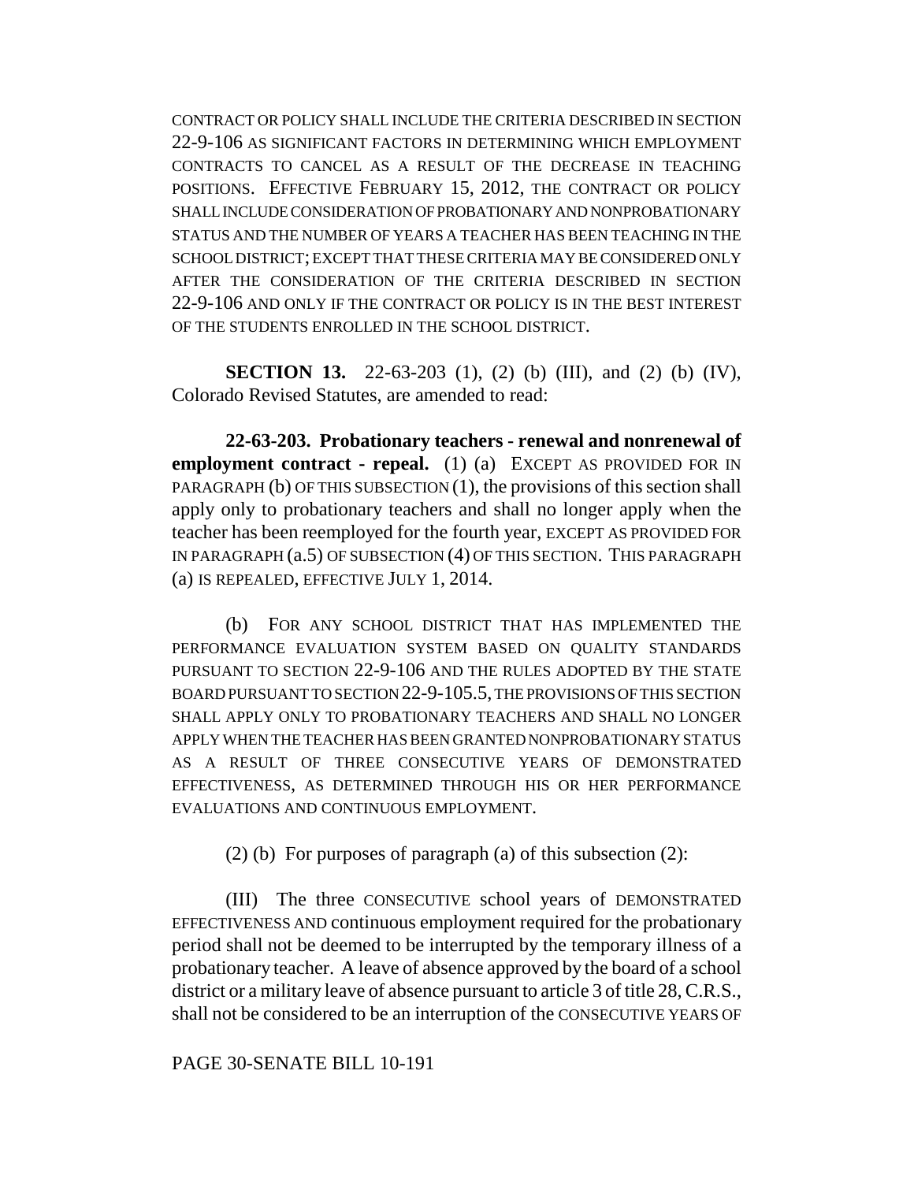CONTRACT OR POLICY SHALL INCLUDE THE CRITERIA DESCRIBED IN SECTION 22-9-106 AS SIGNIFICANT FACTORS IN DETERMINING WHICH EMPLOYMENT CONTRACTS TO CANCEL AS A RESULT OF THE DECREASE IN TEACHING POSITIONS. EFFECTIVE FEBRUARY 15, 2012, THE CONTRACT OR POLICY SHALL INCLUDE CONSIDERATION OF PROBATIONARY AND NONPROBATIONARY STATUS AND THE NUMBER OF YEARS A TEACHER HAS BEEN TEACHING IN THE SCHOOL DISTRICT; EXCEPT THAT THESE CRITERIA MAY BE CONSIDERED ONLY AFTER THE CONSIDERATION OF THE CRITERIA DESCRIBED IN SECTION 22-9-106 AND ONLY IF THE CONTRACT OR POLICY IS IN THE BEST INTEREST OF THE STUDENTS ENROLLED IN THE SCHOOL DISTRICT.

**SECTION 13.** 22-63-203 (1), (2) (b) (III), and (2) (b) (IV), Colorado Revised Statutes, are amended to read:

**22-63-203. Probationary teachers - renewal and nonrenewal of employment contract - repeal.** (1) (a) EXCEPT AS PROVIDED FOR IN PARAGRAPH (b) OF THIS SUBSECTION (1), the provisions of this section shall apply only to probationary teachers and shall no longer apply when the teacher has been reemployed for the fourth year, EXCEPT AS PROVIDED FOR IN PARAGRAPH (a.5) OF SUBSECTION (4) OF THIS SECTION. THIS PARAGRAPH (a) IS REPEALED, EFFECTIVE JULY 1, 2014.

(b) FOR ANY SCHOOL DISTRICT THAT HAS IMPLEMENTED THE PERFORMANCE EVALUATION SYSTEM BASED ON QUALITY STANDARDS PURSUANT TO SECTION 22-9-106 AND THE RULES ADOPTED BY THE STATE BOARD PURSUANT TO SECTION 22-9-105.5, THE PROVISIONS OF THIS SECTION SHALL APPLY ONLY TO PROBATIONARY TEACHERS AND SHALL NO LONGER APPLY WHEN THE TEACHER HAS BEEN GRANTED NONPROBATIONARY STATUS AS A RESULT OF THREE CONSECUTIVE YEARS OF DEMONSTRATED EFFECTIVENESS, AS DETERMINED THROUGH HIS OR HER PERFORMANCE EVALUATIONS AND CONTINUOUS EMPLOYMENT.

(2) (b) For purposes of paragraph (a) of this subsection (2):

(III) The three CONSECUTIVE school years of DEMONSTRATED EFFECTIVENESS AND continuous employment required for the probationary period shall not be deemed to be interrupted by the temporary illness of a probationary teacher. A leave of absence approved by the board of a school district or a military leave of absence pursuant to article 3 of title 28, C.R.S., shall not be considered to be an interruption of the CONSECUTIVE YEARS OF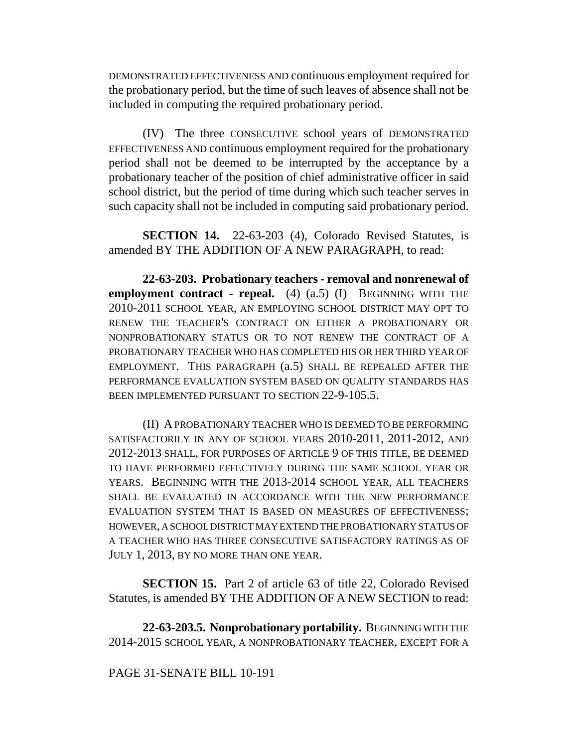DEMONSTRATED EFFECTIVENESS AND continuous employment required for the probationary period, but the time of such leaves of absence shall not be included in computing the required probationary period.

(IV) The three CONSECUTIVE school years of DEMONSTRATED EFFECTIVENESS AND continuous employment required for the probationary period shall not be deemed to be interrupted by the acceptance by a probationary teacher of the position of chief administrative officer in said school district, but the period of time during which such teacher serves in such capacity shall not be included in computing said probationary period.

**SECTION 14.** 22-63-203 (4), Colorado Revised Statutes, is amended BY THE ADDITION OF A NEW PARAGRAPH, to read:

**22-63-203. Probationary teachers - removal and nonrenewal of employment contract - repeal.** (4) (a.5) (I) BEGINNING WITH THE 2010-2011 SCHOOL YEAR, AN EMPLOYING SCHOOL DISTRICT MAY OPT TO RENEW THE TEACHER'S CONTRACT ON EITHER A PROBATIONARY OR NONPROBATIONARY STATUS OR TO NOT RENEW THE CONTRACT OF A PROBATIONARY TEACHER WHO HAS COMPLETED HIS OR HER THIRD YEAR OF EMPLOYMENT. THIS PARAGRAPH (a.5) SHALL BE REPEALED AFTER THE PERFORMANCE EVALUATION SYSTEM BASED ON QUALITY STANDARDS HAS BEEN IMPLEMENTED PURSUANT TO SECTION 22-9-105.5.

(II) A PROBATIONARY TEACHER WHO IS DEEMED TO BE PERFORMING SATISFACTORILY IN ANY OF SCHOOL YEARS 2010-2011, 2011-2012, AND 2012-2013 SHALL, FOR PURPOSES OF ARTICLE 9 OF THIS TITLE, BE DEEMED TO HAVE PERFORMED EFFECTIVELY DURING THE SAME SCHOOL YEAR OR YEARS. BEGINNING WITH THE 2013-2014 SCHOOL YEAR, ALL TEACHERS SHALL BE EVALUATED IN ACCORDANCE WITH THE NEW PERFORMANCE EVALUATION SYSTEM THAT IS BASED ON MEASURES OF EFFECTIVENESS; HOWEVER, A SCHOOL DISTRICT MAY EXTEND THE PROBATIONARY STATUS OF A TEACHER WHO HAS THREE CONSECUTIVE SATISFACTORY RATINGS AS OF JULY 1, 2013, BY NO MORE THAN ONE YEAR.

**SECTION 15.** Part 2 of article 63 of title 22, Colorado Revised Statutes, is amended BY THE ADDITION OF A NEW SECTION to read:

**22-63-203.5. Nonprobationary portability.** BEGINNING WITH THE 2014-2015 SCHOOL YEAR, A NONPROBATIONARY TEACHER, EXCEPT FOR A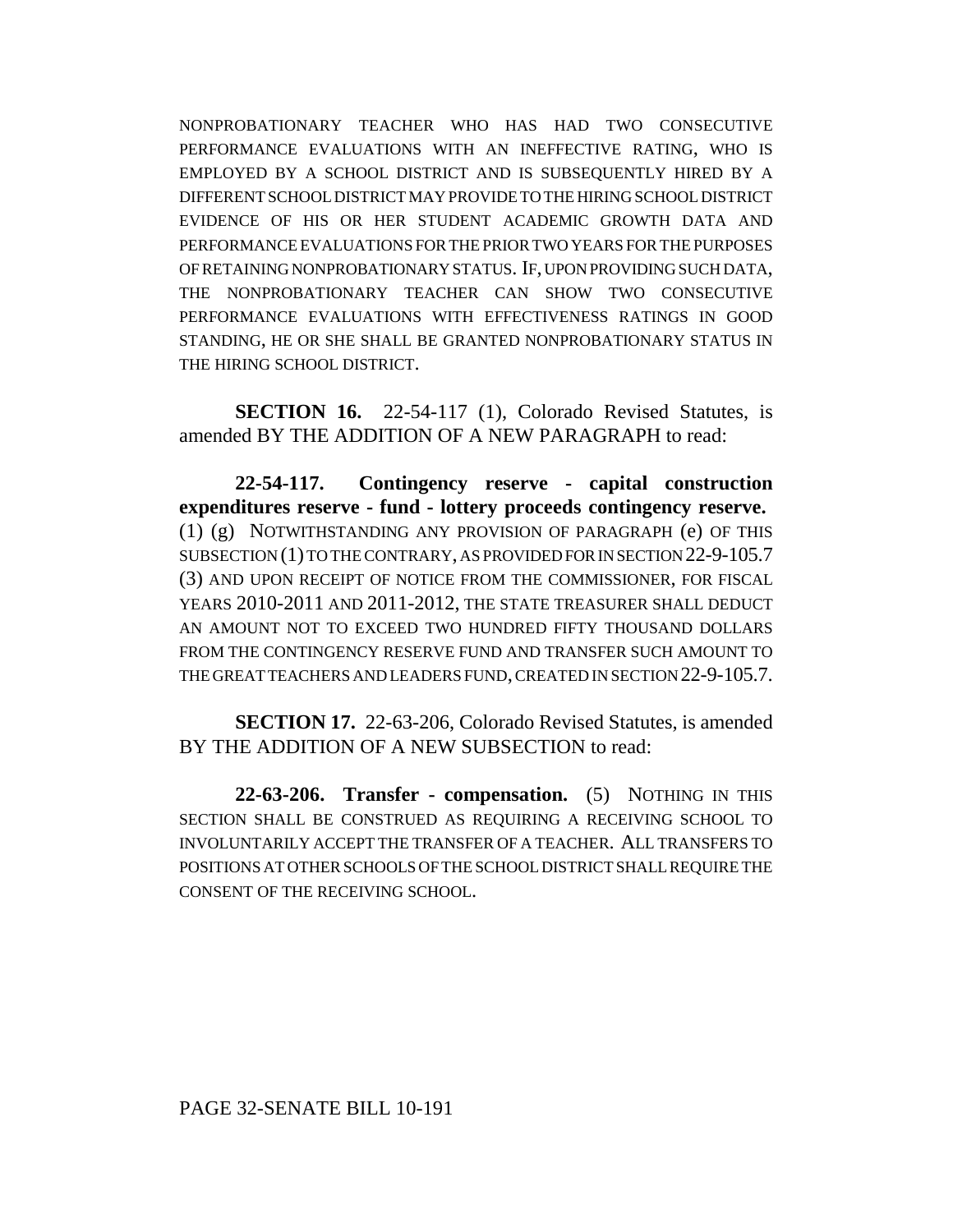NONPROBATIONARY TEACHER WHO HAS HAD TWO CONSECUTIVE PERFORMANCE EVALUATIONS WITH AN INEFFECTIVE RATING, WHO IS EMPLOYED BY A SCHOOL DISTRICT AND IS SUBSEQUENTLY HIRED BY A DIFFERENT SCHOOL DISTRICT MAY PROVIDE TO THE HIRING SCHOOL DISTRICT EVIDENCE OF HIS OR HER STUDENT ACADEMIC GROWTH DATA AND PERFORMANCE EVALUATIONS FOR THE PRIOR TWO YEARS FOR THE PURPOSES OF RETAINING NONPROBATIONARY STATUS. IF, UPON PROVIDING SUCH DATA, THE NONPROBATIONARY TEACHER CAN SHOW TWO CONSECUTIVE PERFORMANCE EVALUATIONS WITH EFFECTIVENESS RATINGS IN GOOD STANDING, HE OR SHE SHALL BE GRANTED NONPROBATIONARY STATUS IN THE HIRING SCHOOL DISTRICT.

**SECTION 16.** 22-54-117 (1), Colorado Revised Statutes, is amended BY THE ADDITION OF A NEW PARAGRAPH to read:

**22-54-117. Contingency reserve - capital construction expenditures reserve - fund - lottery proceeds contingency reserve.** (1) (g) NOTWITHSTANDING ANY PROVISION OF PARAGRAPH (e) OF THIS SUBSECTION (1) TO THE CONTRARY, AS PROVIDED FOR IN SECTION 22-9-105.7 (3) AND UPON RECEIPT OF NOTICE FROM THE COMMISSIONER, FOR FISCAL YEARS 2010-2011 AND 2011-2012, THE STATE TREASURER SHALL DEDUCT AN AMOUNT NOT TO EXCEED TWO HUNDRED FIFTY THOUSAND DOLLARS FROM THE CONTINGENCY RESERVE FUND AND TRANSFER SUCH AMOUNT TO THE GREAT TEACHERS AND LEADERS FUND, CREATED IN SECTION 22-9-105.7.

**SECTION 17.** 22-63-206, Colorado Revised Statutes, is amended BY THE ADDITION OF A NEW SUBSECTION to read:

**22-63-206. Transfer - compensation.** (5) NOTHING IN THIS SECTION SHALL BE CONSTRUED AS REQUIRING A RECEIVING SCHOOL TO INVOLUNTARILY ACCEPT THE TRANSFER OF A TEACHER. ALL TRANSFERS TO POSITIONS AT OTHER SCHOOLS OF THE SCHOOL DISTRICT SHALL REQUIRE THE CONSENT OF THE RECEIVING SCHOOL.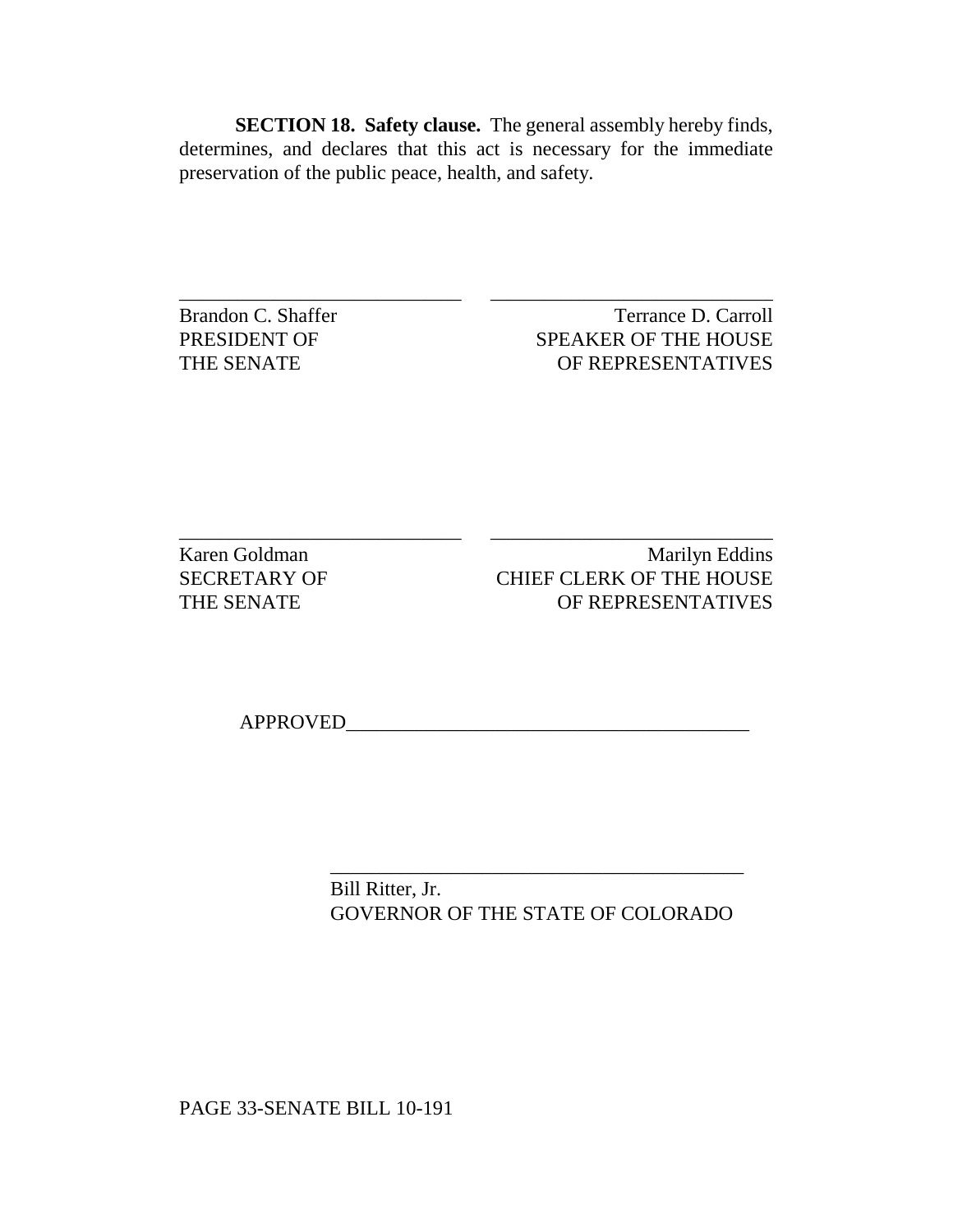**SECTION 18. Safety clause.** The general assembly hereby finds, determines, and declares that this act is necessary for the immediate preservation of the public peace, health, and safety.

| | |
|---|---|
| \_\_\_\_\_\_\_\_\_\_\_\_\_\_\_\_\_\_\_\_\_\_\_\_\_\_\_\_ | \_\_\_\_\_\_\_\_\_\_\_\_\_\_\_\_\_\_\_\_\_\_\_\_\_\_\_\_ |
| Brandon C. Shaffer<br>PRESIDENT OF<br>THE SENATE | Terrance D. Carroll<br>SPEAKER OF THE HOUSE<br>OF REPRESENTATIVES |
| \_\_\_\_\_\_\_\_\_\_\_\_\_\_\_\_\_\_\_\_\_\_\_\_\_\_\_\_ | \_\_\_\_\_\_\_\_\_\_\_\_\_\_\_\_\_\_\_\_\_\_\_\_\_\_\_\_ |
| Karen Goldman<br>SECRETARY OF<br>THE SENATE | Marilyn Eddins<br>CHIEF CLERK OF THE HOUSE<br>OF REPRESENTATIVES |

APPROVED\_\_\_\_\_\_\_\_\_\_\_\_\_\_\_\_\_\_\_\_\_\_\_\_\_\_\_\_\_\_\_\_\_\_\_\_\_\_\_\_

\_\_\_\_\_\_\_\_\_\_\_\_\_\_\_\_\_\_\_\_\_\_\_\_\_\_\_\_\_\_\_\_\_\_\_\_\_\_\_\_\_\_

Bill Ritter, Jr.
GOVERNOR OF THE STATE OF COLORADO

PAGE 33-SENATE BILL 10-191